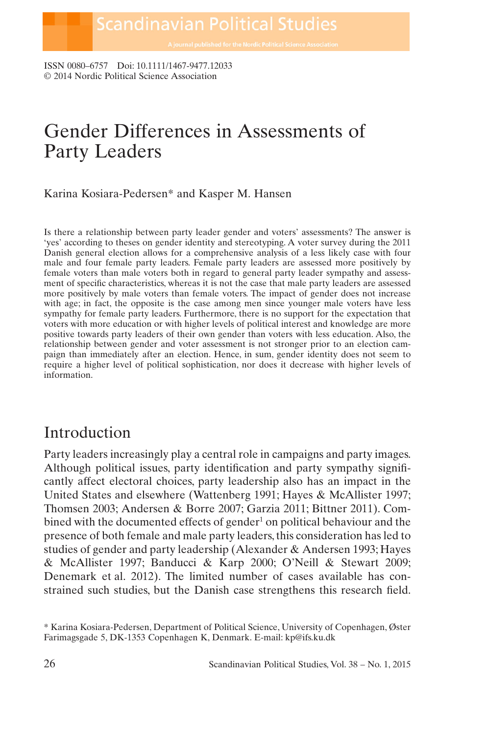ISSN 0080–6757 Doi: 10.1111/1467-9477.12033
© 2014 Nordic Political Science Association

# Gender Differences in Assessments of Party Leaders

Karina Kosiara-Pedersen* and Kasper M. Hansen

Is there a relationship between party leader gender and voters' assessments? The answer is 'yes' according to theses on gender identity and stereotyping. A voter survey during the 2011 Danish general election allows for a comprehensive analysis of a less likely case with four male and four female party leaders. Female party leaders are assessed more positively by female voters than male voters both in regard to general party leader sympathy and assessment of specific characteristics, whereas it is not the case that male party leaders are assessed more positively by male voters than female voters. The impact of gender does not increase with age; in fact, the opposite is the case among men since younger male voters have less sympathy for female party leaders. Furthermore, there is no support for the expectation that voters with more education or with higher levels of political interest and knowledge are more positive towards party leaders of their own gender than voters with less education. Also, the relationship between gender and voter assessment is not stronger prior to an election campaign than immediately after an election. Hence, in sum, gender identity does not seem to require a higher level of political sophistication, nor does it decrease with higher levels of information.

## Introduction

Party leaders increasingly play a central role in campaigns and party images. Although political issues, party identification and party sympathy significantly affect electoral choices, party leadership also has an impact in the United States and elsewhere (Wattenberg 1991; Hayes & McAllister 1997; Thomsen 2003; Andersen & Borre 2007; Garzia 2011; Bittner 2011). Combined with the documented effects of gender[1] on political behaviour and the presence of both female and male party leaders, this consideration has led to studies of gender and party leadership (Alexander & Andersen 1993; Hayes & McAllister 1997; Banducci & Karp 2000; O'Neill & Stewart 2009; Denemark et al. 2012). The limited number of cases available has constrained such studies, but the Danish case strengthens this research field.

* Karina Kosiara-Pedersen, Department of Political Science, University of Copenhagen, Øster Farimagsgade 5, DK-1353 Copenhagen K, Denmark. E-mail: kp@ifs.ku.dk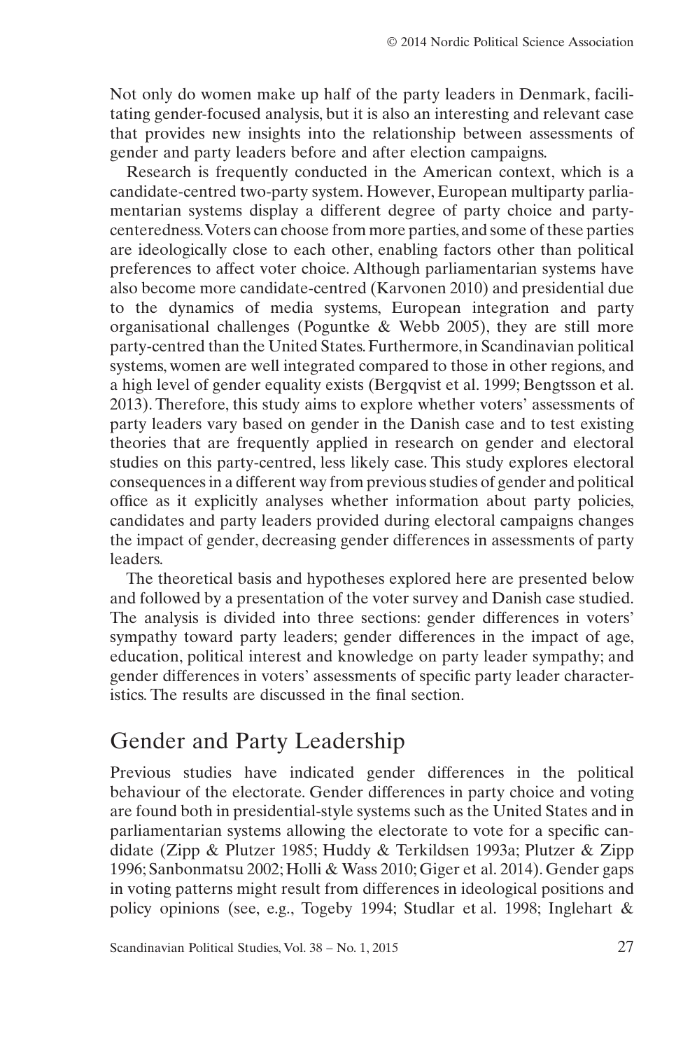Not only do women make up half of the party leaders in Denmark, facilitating gender-focused analysis, but it is also an interesting and relevant case that provides new insights into the relationship between assessments of gender and party leaders before and after election campaigns.

Research is frequently conducted in the American context, which is a candidate-centred two-party system. However, European multiparty parliamentarian systems display a different degree of party choice and party-centeredness. Voters can choose from more parties, and some of these parties are ideologically close to each other, enabling factors other than political preferences to affect voter choice. Although parliamentarian systems have also become more candidate-centred (Karvonen 2010) and presidential due to the dynamics of media systems, European integration and party organisational challenges (Poguntke & Webb 2005), they are still more party-centred than the United States. Furthermore, in Scandinavian political systems, women are well integrated compared to those in other regions, and a high level of gender equality exists (Bergqvist et al. 1999; Bengtsson et al. 2013). Therefore, this study aims to explore whether voters' assessments of party leaders vary based on gender in the Danish case and to test existing theories that are frequently applied in research on gender and electoral studies on this party-centred, less likely case. This study explores electoral consequences in a different way from previous studies of gender and political office as it explicitly analyses whether information about party policies, candidates and party leaders provided during electoral campaigns changes the impact of gender, decreasing gender differences in assessments of party leaders.

The theoretical basis and hypotheses explored here are presented below and followed by a presentation of the voter survey and Danish case studied. The analysis is divided into three sections: gender differences in voters' sympathy toward party leaders; gender differences in the impact of age, education, political interest and knowledge on party leader sympathy; and gender differences in voters' assessments of specific party leader characteristics. The results are discussed in the final section.

## Gender and Party Leadership

Previous studies have indicated gender differences in the political behaviour of the electorate. Gender differences in party choice and voting are found both in presidential-style systems such as the United States and in parliamentarian systems allowing the electorate to vote for a specific candidate (Zipp & Plutzer 1985; Huddy & Terkildsen 1993a; Plutzer & Zipp 1996; Sanbonmatsu 2002; Holli & Wass 2010; Giger et al. 2014). Gender gaps in voting patterns might result from differences in ideological positions and policy opinions (see, e.g., Togeby 1994; Studlar et al. 1998; Inglehart &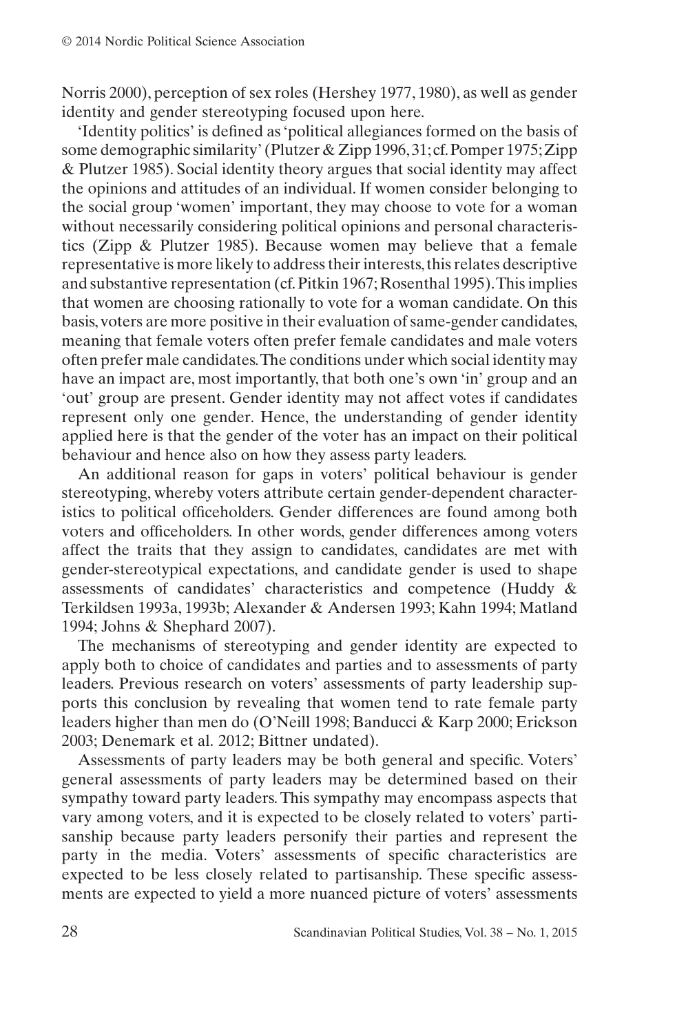Norris 2000), perception of sex roles (Hershey 1977, 1980), as well as gender identity and gender stereotyping focused upon here.

'Identity politics' is defined as 'political allegiances formed on the basis of some demographic similarity' (Plutzer & Zipp 1996, 31; cf. Pomper 1975; Zipp & Plutzer 1985). Social identity theory argues that social identity may affect the opinions and attitudes of an individual. If women consider belonging to the social group 'women' important, they may choose to vote for a woman without necessarily considering political opinions and personal characteristics (Zipp & Plutzer 1985). Because women may believe that a female representative is more likely to address their interests, this relates descriptive and substantive representation (cf. Pitkin 1967; Rosenthal 1995). This implies that women are choosing rationally to vote for a woman candidate. On this basis, voters are more positive in their evaluation of same-gender candidates, meaning that female voters often prefer female candidates and male voters often prefer male candidates. The conditions under which social identity may have an impact are, most importantly, that both one's own 'in' group and an 'out' group are present. Gender identity may not affect votes if candidates represent only one gender. Hence, the understanding of gender identity applied here is that the gender of the voter has an impact on their political behaviour and hence also on how they assess party leaders.

An additional reason for gaps in voters' political behaviour is gender stereotyping, whereby voters attribute certain gender-dependent characteristics to political officeholders. Gender differences are found among both voters and officeholders. In other words, gender differences among voters affect the traits that they assign to candidates, candidates are met with gender-stereotypical expectations, and candidate gender is used to shape assessments of candidates' characteristics and competence (Huddy & Terkildsen 1993a, 1993b; Alexander & Andersen 1993; Kahn 1994; Matland 1994; Johns & Shephard 2007).

The mechanisms of stereotyping and gender identity are expected to apply both to choice of candidates and parties and to assessments of party leaders. Previous research on voters' assessments of party leadership supports this conclusion by revealing that women tend to rate female party leaders higher than men do (O'Neill 1998; Banducci & Karp 2000; Erickson 2003; Denemark et al. 2012; Bittner undated).

Assessments of party leaders may be both general and specific. Voters' general assessments of party leaders may be determined based on their sympathy toward party leaders. This sympathy may encompass aspects that vary among voters, and it is expected to be closely related to voters' partisanship because party leaders personify their parties and represent the party in the media. Voters' assessments of specific characteristics are expected to be less closely related to partisanship. These specific assessments are expected to yield a more nuanced picture of voters' assessments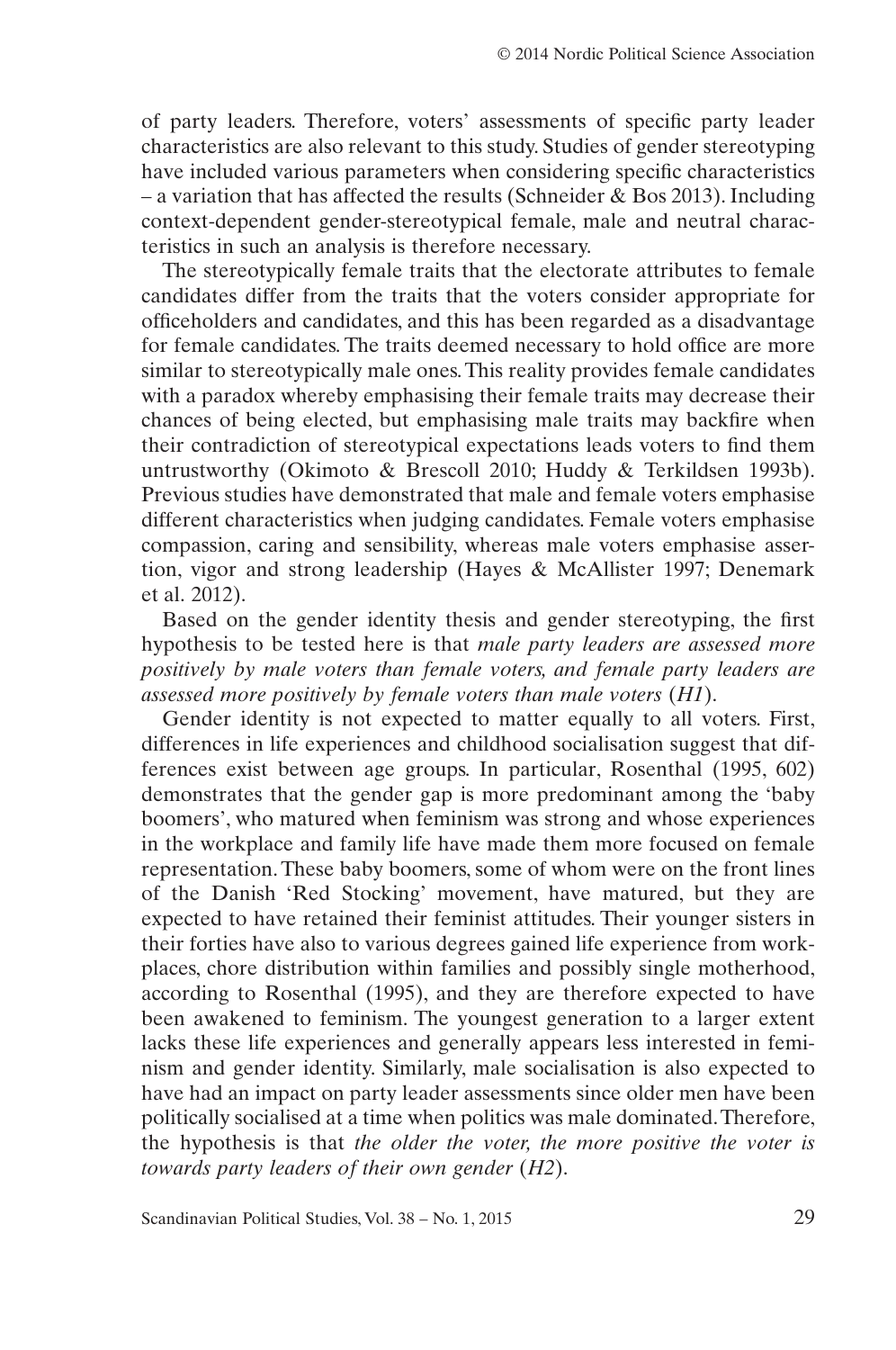of party leaders. Therefore, voters' assessments of specific party leader characteristics are also relevant to this study. Studies of gender stereotyping have included various parameters when considering specific characteristics – a variation that has affected the results (Schneider & Bos 2013). Including context-dependent gender-stereotypical female, male and neutral characteristics in such an analysis is therefore necessary.

The stereotypically female traits that the electorate attributes to female candidates differ from the traits that the voters consider appropriate for officeholders and candidates, and this has been regarded as a disadvantage for female candidates. The traits deemed necessary to hold office are more similar to stereotypically male ones. This reality provides female candidates with a paradox whereby emphasising their female traits may decrease their chances of being elected, but emphasising male traits may backfire when their contradiction of stereotypical expectations leads voters to find them untrustworthy (Okimoto & Brescoll 2010; Huddy & Terkildsen 1993b). Previous studies have demonstrated that male and female voters emphasise different characteristics when judging candidates. Female voters emphasise compassion, caring and sensibility, whereas male voters emphasise assertion, vigor and strong leadership (Hayes & McAllister 1997; Denemark et al. 2012).

Based on the gender identity thesis and gender stereotyping, the first hypothesis to be tested here is that *male party leaders are assessed more positively by male voters than female voters, and female party leaders are assessed more positively by female voters than male voters* (*H1*).

Gender identity is not expected to matter equally to all voters. First, differences in life experiences and childhood socialisation suggest that differences exist between age groups. In particular, Rosenthal (1995, 602) demonstrates that the gender gap is more predominant among the 'baby boomers', who matured when feminism was strong and whose experiences in the workplace and family life have made them more focused on female representation. These baby boomers, some of whom were on the front lines of the Danish 'Red Stocking' movement, have matured, but they are expected to have retained their feminist attitudes. Their younger sisters in their forties have also to various degrees gained life experience from workplaces, chore distribution within families and possibly single motherhood, according to Rosenthal (1995), and they are therefore expected to have been awakened to feminism. The youngest generation to a larger extent lacks these life experiences and generally appears less interested in feminism and gender identity. Similarly, male socialisation is also expected to have had an impact on party leader assessments since older men have been politically socialised at a time when politics was male dominated. Therefore, the hypothesis is that *the older the voter, the more positive the voter is towards party leaders of their own gender* (*H2*).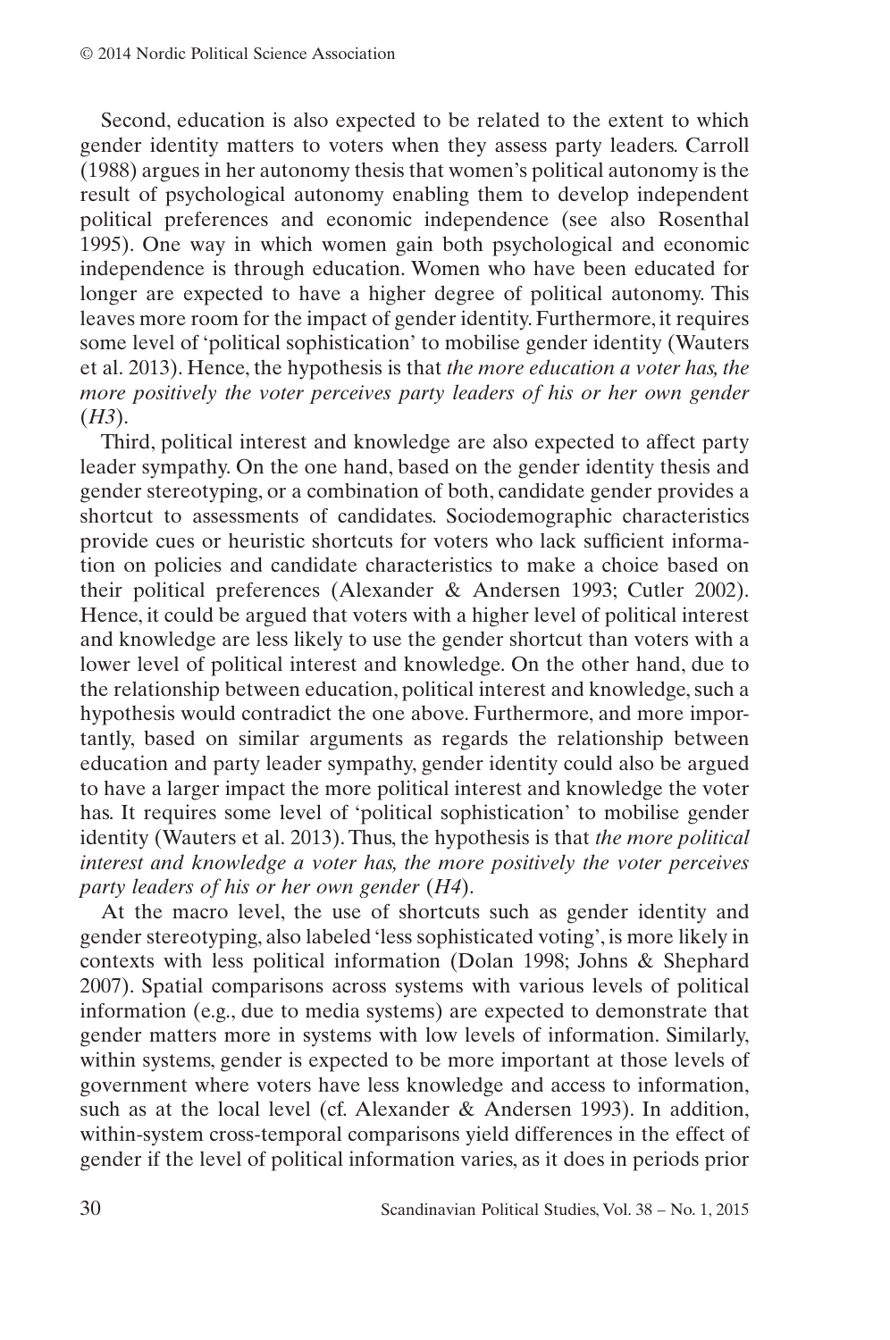Second, education is also expected to be related to the extent to which gender identity matters to voters when they assess party leaders. Carroll (1988) argues in her autonomy thesis that women's political autonomy is the result of psychological autonomy enabling them to develop independent political preferences and economic independence (see also Rosenthal 1995). One way in which women gain both psychological and economic independence is through education. Women who have been educated for longer are expected to have a higher degree of political autonomy. This leaves more room for the impact of gender identity. Furthermore, it requires some level of 'political sophistication' to mobilise gender identity (Wauters et al. 2013). Hence, the hypothesis is that *the more education a voter has, the more positively the voter perceives party leaders of his or her own gender* (*H3*).

Third, political interest and knowledge are also expected to affect party leader sympathy. On the one hand, based on the gender identity thesis and gender stereotyping, or a combination of both, candidate gender provides a shortcut to assessments of candidates. Sociodemographic characteristics provide cues or heuristic shortcuts for voters who lack sufficient information on policies and candidate characteristics to make a choice based on their political preferences (Alexander & Andersen 1993; Cutler 2002). Hence, it could be argued that voters with a higher level of political interest and knowledge are less likely to use the gender shortcut than voters with a lower level of political interest and knowledge. On the other hand, due to the relationship between education, political interest and knowledge, such a hypothesis would contradict the one above. Furthermore, and more importantly, based on similar arguments as regards the relationship between education and party leader sympathy, gender identity could also be argued to have a larger impact the more political interest and knowledge the voter has. It requires some level of 'political sophistication' to mobilise gender identity (Wauters et al. 2013). Thus, the hypothesis is that *the more political interest and knowledge a voter has, the more positively the voter perceives party leaders of his or her own gender* (*H4*).

At the macro level, the use of shortcuts such as gender identity and gender stereotyping, also labeled 'less sophisticated voting', is more likely in contexts with less political information (Dolan 1998; Johns & Shephard 2007). Spatial comparisons across systems with various levels of political information (e.g., due to media systems) are expected to demonstrate that gender matters more in systems with low levels of information. Similarly, within systems, gender is expected to be more important at those levels of government where voters have less knowledge and access to information, such as at the local level (cf. Alexander & Andersen 1993). In addition, within-system cross-temporal comparisons yield differences in the effect of gender if the level of political information varies, as it does in periods prior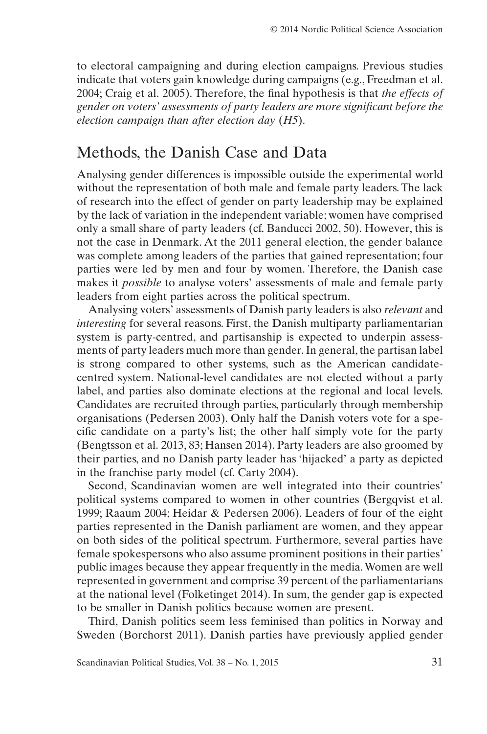to electoral campaigning and during election campaigns. Previous studies indicate that voters gain knowledge during campaigns (e.g., Freedman et al. 2004; Craig et al. 2005). Therefore, the final hypothesis is that *the effects of gender on voters' assessments of party leaders are more significant before the election campaign than after election day* (*H5*).

## Methods, the Danish Case and Data

Analysing gender differences is impossible outside the experimental world without the representation of both male and female party leaders. The lack of research into the effect of gender on party leadership may be explained by the lack of variation in the independent variable; women have comprised only a small share of party leaders (cf. Banducci 2002, 50). However, this is not the case in Denmark. At the 2011 general election, the gender balance was complete among leaders of the parties that gained representation; four parties were led by men and four by women. Therefore, the Danish case makes it *possible* to analyse voters' assessments of male and female party leaders from eight parties across the political spectrum.

Analysing voters' assessments of Danish party leaders is also *relevant* and *interesting* for several reasons. First, the Danish multiparty parliamentarian system is party-centred, and partisanship is expected to underpin assessments of party leaders much more than gender. In general, the partisan label is strong compared to other systems, such as the American candidate-centred system. National-level candidates are not elected without a party label, and parties also dominate elections at the regional and local levels. Candidates are recruited through parties, particularly through membership organisations (Pedersen 2003). Only half the Danish voters vote for a specific candidate on a party's list; the other half simply vote for the party (Bengtsson et al. 2013, 83; Hansen 2014). Party leaders are also groomed by their parties, and no Danish party leader has 'hijacked' a party as depicted in the franchise party model (cf. Carty 2004).

Second, Scandinavian women are well integrated into their countries' political systems compared to women in other countries (Bergqvist et al. 1999; Raaum 2004; Heidar & Pedersen 2006). Leaders of four of the eight parties represented in the Danish parliament are women, and they appear on both sides of the political spectrum. Furthermore, several parties have female spokespersons who also assume prominent positions in their parties' public images because they appear frequently in the media. Women are well represented in government and comprise 39 percent of the parliamentarians at the national level (Folketinget 2014). In sum, the gender gap is expected to be smaller in Danish politics because women are present.

Third, Danish politics seem less feminised than politics in Norway and Sweden (Borchorst 2011). Danish parties have previously applied gender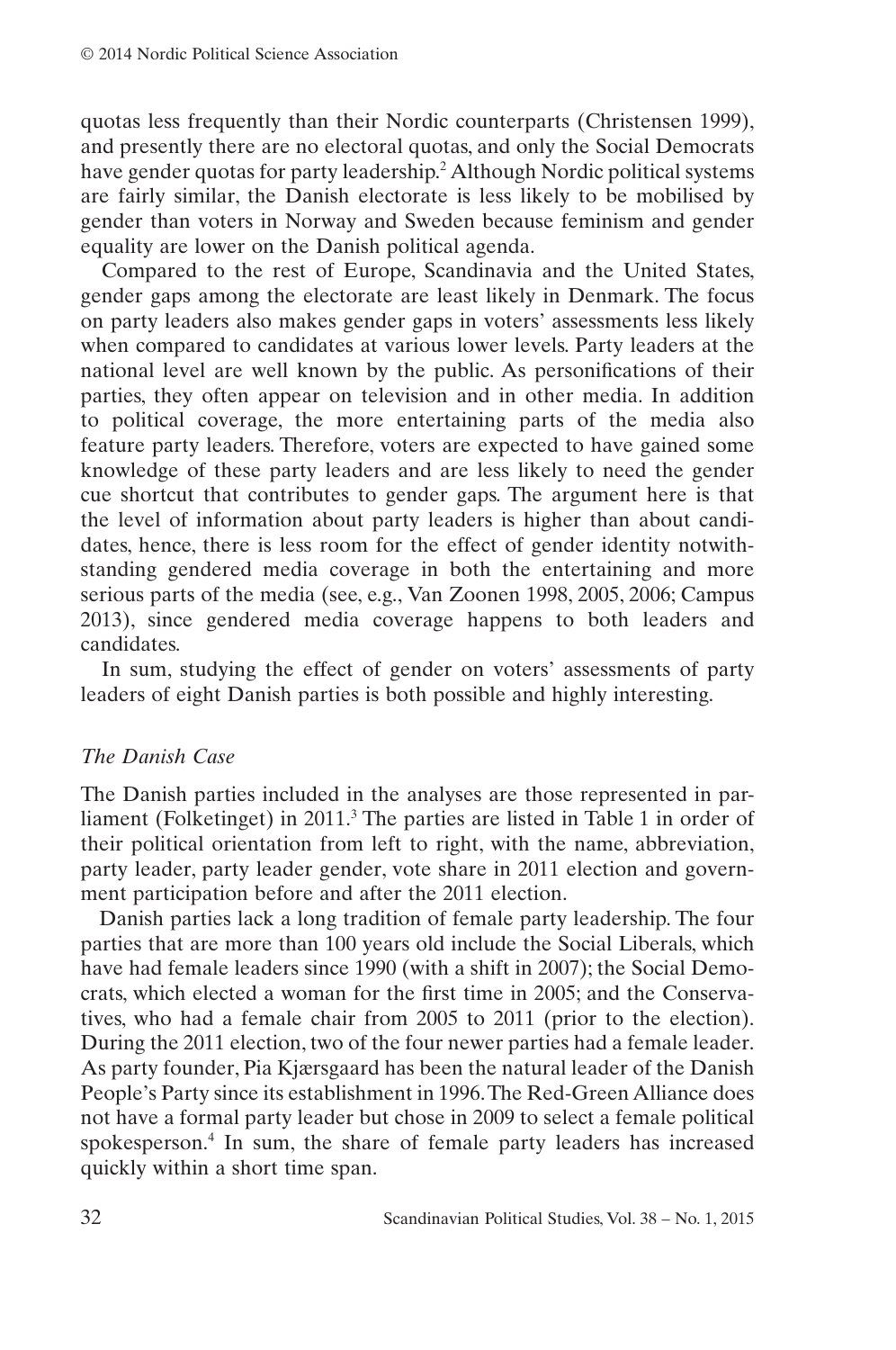quotas less frequently than their Nordic counterparts (Christensen 1999), and presently there are no electoral quotas, and only the Social Democrats have gender quotas for party leadership.[2] Although Nordic political systems are fairly similar, the Danish electorate is less likely to be mobilised by gender than voters in Norway and Sweden because feminism and gender equality are lower on the Danish political agenda.

Compared to the rest of Europe, Scandinavia and the United States, gender gaps among the electorate are least likely in Denmark. The focus on party leaders also makes gender gaps in voters' assessments less likely when compared to candidates at various lower levels. Party leaders at the national level are well known by the public. As personifications of their parties, they often appear on television and in other media. In addition to political coverage, the more entertaining parts of the media also feature party leaders. Therefore, voters are expected to have gained some knowledge of these party leaders and are less likely to need the gender cue shortcut that contributes to gender gaps. The argument here is that the level of information about party leaders is higher than about candidates, hence, there is less room for the effect of gender identity notwithstanding gendered media coverage in both the entertaining and more serious parts of the media (see, e.g., Van Zoonen 1998, 2005, 2006; Campus 2013), since gendered media coverage happens to both leaders and candidates.

In sum, studying the effect of gender on voters' assessments of party leaders of eight Danish parties is both possible and highly interesting.

### *The Danish Case*

The Danish parties included in the analyses are those represented in parliament (Folketinget) in 2011.[3] The parties are listed in Table 1 in order of their political orientation from left to right, with the name, abbreviation, party leader, party leader gender, vote share in 2011 election and government participation before and after the 2011 election.

Danish parties lack a long tradition of female party leadership. The four parties that are more than 100 years old include the Social Liberals, which have had female leaders since 1990 (with a shift in 2007); the Social Democrats, which elected a woman for the first time in 2005; and the Conservatives, who had a female chair from 2005 to 2011 (prior to the election). During the 2011 election, two of the four newer parties had a female leader. As party founder, Pia Kjærsgaard has been the natural leader of the Danish People's Party since its establishment in 1996. The Red-Green Alliance does not have a formal party leader but chose in 2009 to select a female political spokesperson.[4] In sum, the share of female party leaders has increased quickly within a short time span.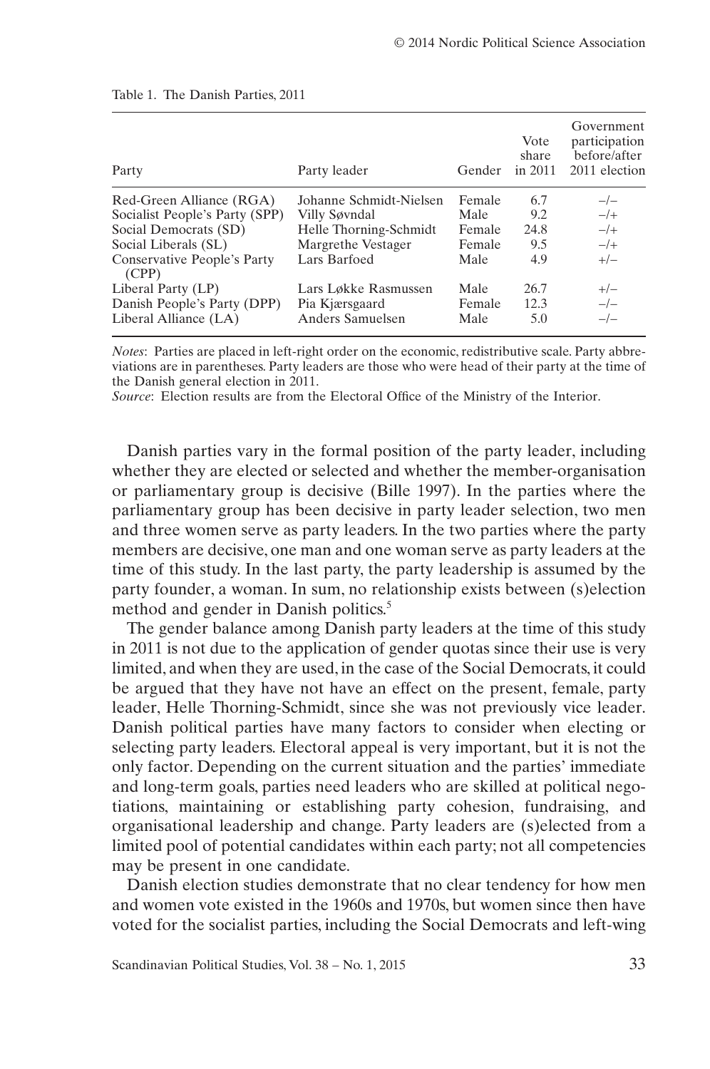Table 1. The Danish Parties, 2011

| Party | Party leader | Gender | Vote share in 2011 | Government participation before/after 2011 election |
|---|---|---|---|---|
| Red-Green Alliance (RGA) | Johanne Schmidt-Nielsen | Female | 6.7 | –/– |
| Socialist People's Party (SPP) | Villy Søvndal | Male | 9.2 | –/+ |
| Social Democrats (SD) | Helle Thorning-Schmidt | Female | 24.8 | –/+ |
| Social Liberals (SL) | Margrethe Vestager | Female | 9.5 | –/+ |
| Conservative People's Party (CPP) | Lars Barfoed | Male | 4.9 | +/– |
| Liberal Party (LP) | Lars Løkke Rasmussen | Male | 26.7 | +/– |
| Danish People's Party (DPP) | Pia Kjærsgaard | Female | 12.3 | –/– |
| Liberal Alliance (LA) | Anders Samuelsen | Male | 5.0 | –/– |

*Notes*: Parties are placed in left-right order on the economic, redistributive scale. Party abbreviations are in parentheses. Party leaders are those who were head of their party at the time of the Danish general election in 2011.
*Source*: Election results are from the Electoral Office of the Ministry of the Interior.

Danish parties vary in the formal position of the party leader, including whether they are elected or selected and whether the member-organisation or parliamentary group is decisive (Bille 1997). In the parties where the parliamentary group has been decisive in party leader selection, two men and three women serve as party leaders. In the two parties where the party members are decisive, one man and one woman serve as party leaders at the time of this study. In the last party, the party leadership is assumed by the party founder, a woman. In sum, no relationship exists between (s)election method and gender in Danish politics.[5]

The gender balance among Danish party leaders at the time of this study in 2011 is not due to the application of gender quotas since their use is very limited, and when they are used, in the case of the Social Democrats, it could be argued that they have not have an effect on the present, female, party leader, Helle Thorning-Schmidt, since she was not previously vice leader. Danish political parties have many factors to consider when electing or selecting party leaders. Electoral appeal is very important, but it is not the only factor. Depending on the current situation and the parties' immediate and long-term goals, parties need leaders who are skilled at political negotiations, maintaining or establishing party cohesion, fundraising, and organisational leadership and change. Party leaders are (s)elected from a limited pool of potential candidates within each party; not all competencies may be present in one candidate.

Danish election studies demonstrate that no clear tendency for how men and women vote existed in the 1960s and 1970s, but women since then have voted for the socialist parties, including the Social Democrats and left-wing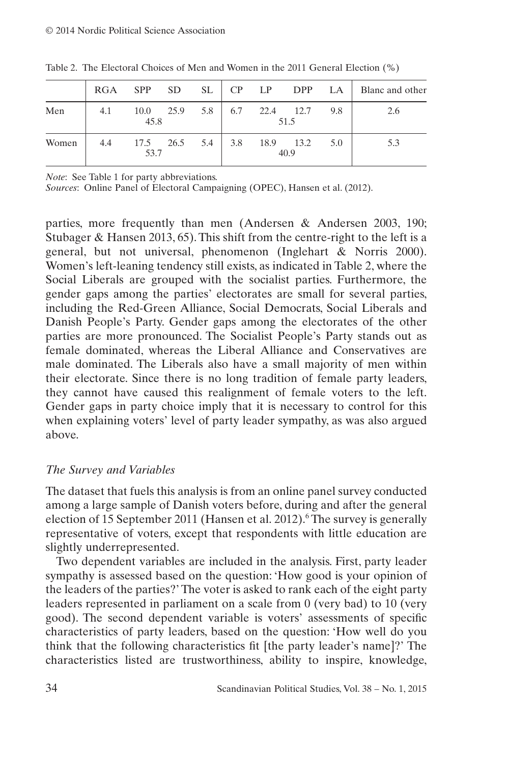Table 2. The Electoral Choices of Men and Women in the 2011 General Election (%)

| | RGA | SPP | SD | SL | CP | LP | DPP | LA | Blanc and other |
|---|---|---|---|---|---|---|---|---|---|
| Men | 4.1 | 10.0 | 25.9 | 5.8 | 6.7 | 22.4 | 12.7 | 9.8 | 2.6 |
| | | 45.8 | | | | 51.5 | | | |
| Women | 4.4 | 17.5 | 26.5 | 5.4 | 3.8 | 18.9 | 13.2 | 5.0 | 5.3 |
| | | 53.7 | | | | 40.9 | | | |

*Note*: See Table 1 for party abbreviations.
*Sources*: Online Panel of Electoral Campaigning (OPEC), Hansen et al. (2012).

parties, more frequently than men (Andersen & Andersen 2003, 190; Stubager & Hansen 2013, 65). This shift from the centre-right to the left is a general, but not universal, phenomenon (Inglehart & Norris 2000). Women's left-leaning tendency still exists, as indicated in Table 2, where the Social Liberals are grouped with the socialist parties. Furthermore, the gender gaps among the parties' electorates are small for several parties, including the Red-Green Alliance, Social Democrats, Social Liberals and Danish People's Party. Gender gaps among the electorates of the other parties are more pronounced. The Socialist People's Party stands out as female dominated, whereas the Liberal Alliance and Conservatives are male dominated. The Liberals also have a small majority of men within their electorate. Since there is no long tradition of female party leaders, they cannot have caused this realignment of female voters to the left. Gender gaps in party choice imply that it is necessary to control for this when explaining voters' level of party leader sympathy, as was also argued above.

### *The Survey and Variables*

The dataset that fuels this analysis is from an online panel survey conducted among a large sample of Danish voters before, during and after the general election of 15 September 2011 (Hansen et al. 2012).[6] The survey is generally representative of voters, except that respondents with little education are slightly underrepresented.

Two dependent variables are included in the analysis. First, party leader sympathy is assessed based on the question: 'How good is your opinion of the leaders of the parties?' The voter is asked to rank each of the eight party leaders represented in parliament on a scale from 0 (very bad) to 10 (very good). The second dependent variable is voters' assessments of specific characteristics of party leaders, based on the question: 'How well do you think that the following characteristics fit [the party leader's name]?' The characteristics listed are trustworthiness, ability to inspire, knowledge,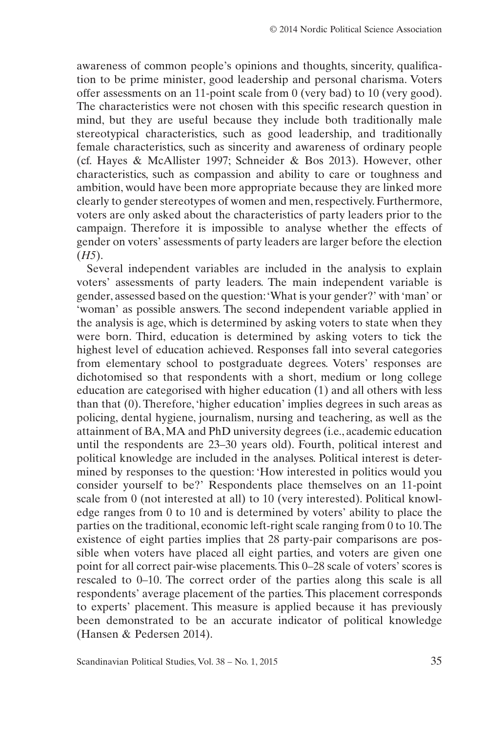awareness of common people's opinions and thoughts, sincerity, qualification to be prime minister, good leadership and personal charisma. Voters offer assessments on an 11-point scale from 0 (very bad) to 10 (very good). The characteristics were not chosen with this specific research question in mind, but they are useful because they include both traditionally male stereotypical characteristics, such as good leadership, and traditionally female characteristics, such as sincerity and awareness of ordinary people (cf. Hayes & McAllister 1997; Schneider & Bos 2013). However, other characteristics, such as compassion and ability to care or toughness and ambition, would have been more appropriate because they are linked more clearly to gender stereotypes of women and men, respectively. Furthermore, voters are only asked about the characteristics of party leaders prior to the campaign. Therefore it is impossible to analyse whether the effects of gender on voters' assessments of party leaders are larger before the election (*H5*).

Several independent variables are included in the analysis to explain voters' assessments of party leaders. The main independent variable is gender, assessed based on the question: 'What is your gender?' with 'man' or 'woman' as possible answers. The second independent variable applied in the analysis is age, which is determined by asking voters to state when they were born. Third, education is determined by asking voters to tick the highest level of education achieved. Responses fall into several categories from elementary school to postgraduate degrees. Voters' responses are dichotomised so that respondents with a short, medium or long college education are categorised with higher education (1) and all others with less than that (0). Therefore, 'higher education' implies degrees in such areas as policing, dental hygiene, journalism, nursing and teachering, as well as the attainment of BA, MA and PhD university degrees (i.e., academic education until the respondents are 23–30 years old). Fourth, political interest and political knowledge are included in the analyses. Political interest is determined by responses to the question: 'How interested in politics would you consider yourself to be?' Respondents place themselves on an 11-point scale from 0 (not interested at all) to 10 (very interested). Political knowledge ranges from 0 to 10 and is determined by voters' ability to place the parties on the traditional, economic left-right scale ranging from 0 to 10. The existence of eight parties implies that 28 party-pair comparisons are possible when voters have placed all eight parties, and voters are given one point for all correct pair-wise placements. This 0–28 scale of voters' scores is rescaled to 0–10. The correct order of the parties along this scale is all respondents' average placement of the parties. This placement corresponds to experts' placement. This measure is applied because it has previously been demonstrated to be an accurate indicator of political knowledge (Hansen & Pedersen 2014).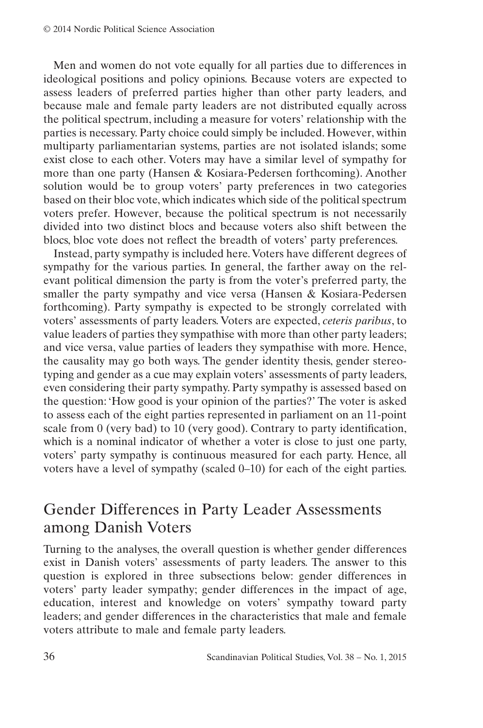Men and women do not vote equally for all parties due to differences in ideological positions and policy opinions. Because voters are expected to assess leaders of preferred parties higher than other party leaders, and because male and female party leaders are not distributed equally across the political spectrum, including a measure for voters' relationship with the parties is necessary. Party choice could simply be included. However, within multiparty parliamentarian systems, parties are not isolated islands; some exist close to each other. Voters may have a similar level of sympathy for more than one party (Hansen & Kosiara-Pedersen forthcoming). Another solution would be to group voters' party preferences in two categories based on their bloc vote, which indicates which side of the political spectrum voters prefer. However, because the political spectrum is not necessarily divided into two distinct blocs and because voters also shift between the blocs, bloc vote does not reflect the breadth of voters' party preferences.

Instead, party sympathy is included here. Voters have different degrees of sympathy for the various parties. In general, the farther away on the relevant political dimension the party is from the voter's preferred party, the smaller the party sympathy and vice versa (Hansen & Kosiara-Pedersen forthcoming). Party sympathy is expected to be strongly correlated with voters' assessments of party leaders. Voters are expected, *ceteris paribus*, to value leaders of parties they sympathise with more than other party leaders; and vice versa, value parties of leaders they sympathise with more. Hence, the causality may go both ways. The gender identity thesis, gender stereotyping and gender as a cue may explain voters' assessments of party leaders, even considering their party sympathy. Party sympathy is assessed based on the question: 'How good is your opinion of the parties?' The voter is asked to assess each of the eight parties represented in parliament on an 11-point scale from 0 (very bad) to 10 (very good). Contrary to party identification, which is a nominal indicator of whether a voter is close to just one party, voters' party sympathy is continuous measured for each party. Hence, all voters have a level of sympathy (scaled 0–10) for each of the eight parties.

## Gender Differences in Party Leader Assessments among Danish Voters

Turning to the analyses, the overall question is whether gender differences exist in Danish voters' assessments of party leaders. The answer to this question is explored in three subsections below: gender differences in voters' party leader sympathy; gender differences in the impact of age, education, interest and knowledge on voters' sympathy toward party leaders; and gender differences in the characteristics that male and female voters attribute to male and female party leaders.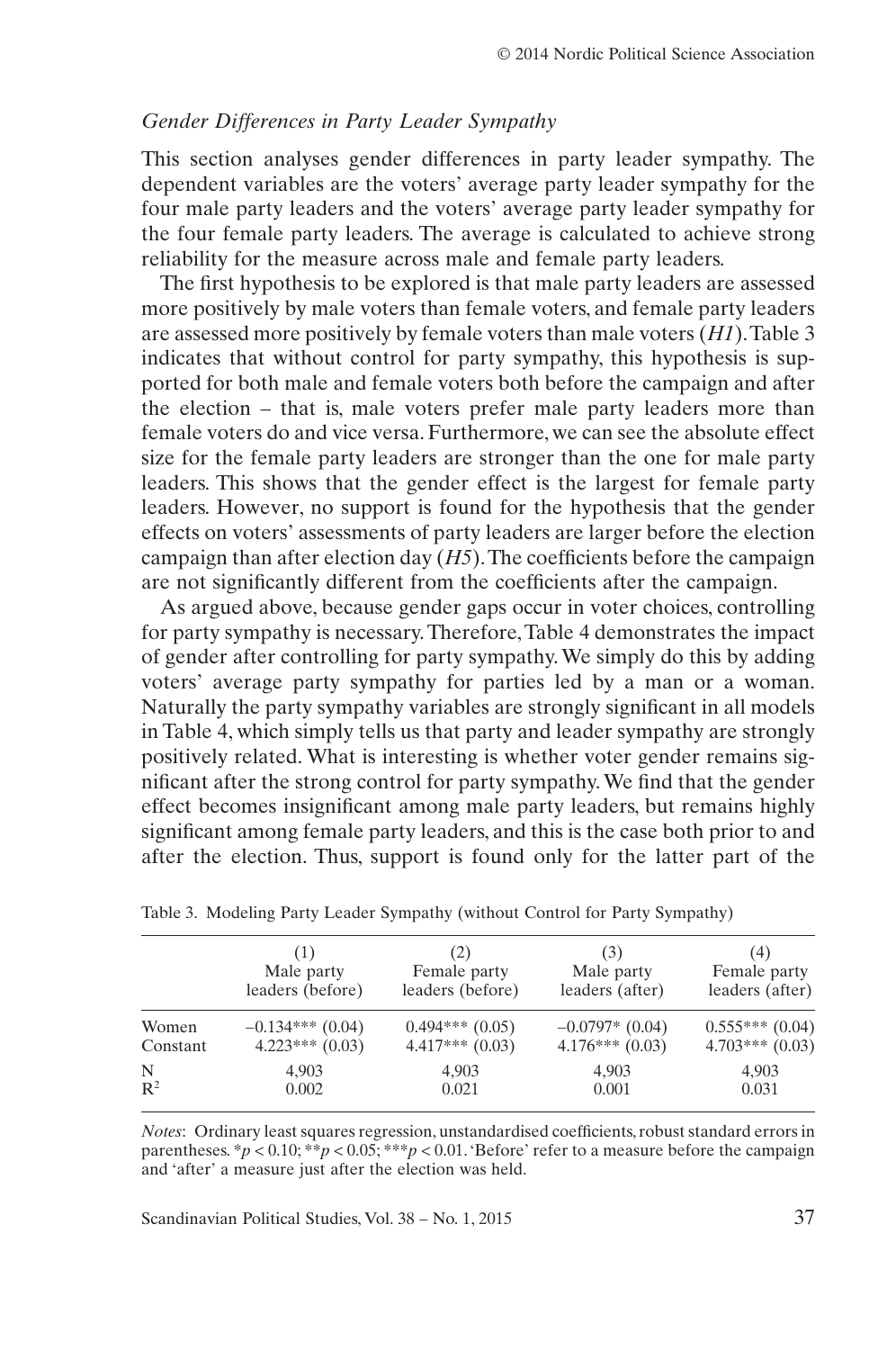### *Gender Differences in Party Leader Sympathy*

This section analyses gender differences in party leader sympathy. The dependent variables are the voters' average party leader sympathy for the four male party leaders and the voters' average party leader sympathy for the four female party leaders. The average is calculated to achieve strong reliability for the measure across male and female party leaders.

The first hypothesis to be explored is that male party leaders are assessed more positively by male voters than female voters, and female party leaders are assessed more positively by female voters than male voters (*H1*). Table 3 indicates that without control for party sympathy, this hypothesis is supported for both male and female voters both before the campaign and after the election – that is, male voters prefer male party leaders more than female voters do and vice versa. Furthermore, we can see the absolute effect size for the female party leaders are stronger than the one for male party leaders. This shows that the gender effect is the largest for female party leaders. However, no support is found for the hypothesis that the gender effects on voters' assessments of party leaders are larger before the election campaign than after election day (*H5*). The coefficients before the campaign are not significantly different from the coefficients after the campaign.

As argued above, because gender gaps occur in voter choices, controlling for party sympathy is necessary. Therefore, Table 4 demonstrates the impact of gender after controlling for party sympathy. We simply do this by adding voters' average party sympathy for parties led by a man or a woman. Naturally the party sympathy variables are strongly significant in all models in Table 4, which simply tells us that party and leader sympathy are strongly positively related. What is interesting is whether voter gender remains significant after the strong control for party sympathy. We find that the gender effect becomes insignificant among male party leaders, but remains highly significant among female party leaders, and this is the case both prior to and after the election. Thus, support is found only for the latter part of the

Table 3. Modeling Party Leader Sympathy (without Control for Party Sympathy)

| | (1) Male party leaders (before) | (2) Female party leaders (before) | (3) Male party leaders (after) | (4) Female party leaders (after) |
|---|---|---|---|---|
| Women | −0.134*** (0.04) | 0.494*** (0.05) | −0.0797* (0.04) | 0.555*** (0.04) |
| Constant | 4.223*** (0.03) | 4.417*** (0.03) | 4.176*** (0.03) | 4.703*** (0.03) |
| N | 4,903 | 4,903 | 4,903 | 4,903 |
| $R^2$ | 0.002 | 0.021 | 0.001 | 0.031 |

*Notes*: Ordinary least squares regression, unstandardised coefficients, robust standard errors in parentheses. *$p < 0.10$; **$p < 0.05$; ***$p < 0.01$. 'Before' refer to a measure before the campaign and 'after' a measure just after the election was held.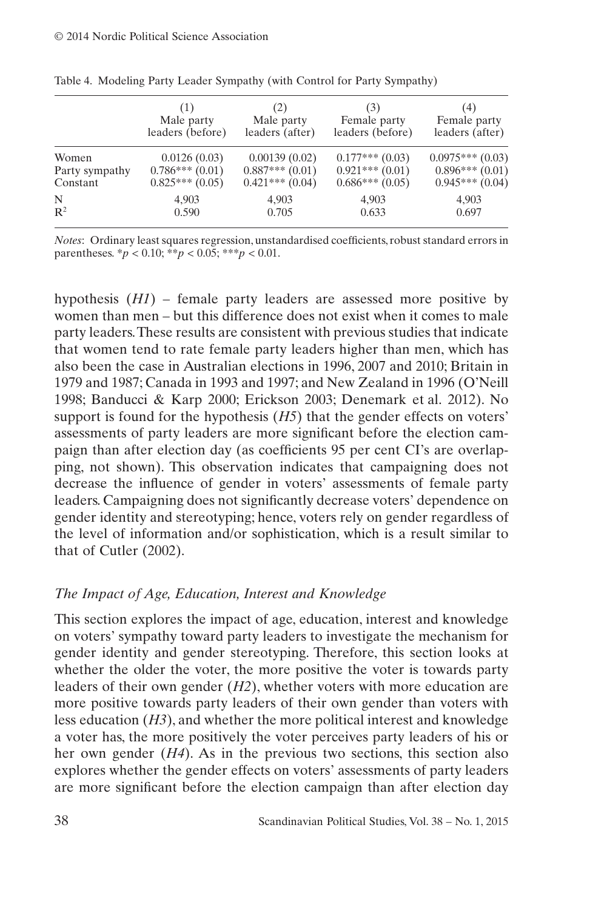Table 4. Modeling Party Leader Sympathy (with Control for Party Sympathy)

| | (1) Male party leaders (before) | (2) Male party leaders (after) | (3) Female party leaders (before) | (4) Female party leaders (after) |
|---|---|---|---|---|
| Women | 0.0126 (0.03) | 0.00139 (0.02) | 0.177*** (0.03) | 0.0975*** (0.03) |
| Party sympathy | 0.786*** (0.01) | 0.887*** (0.01) | 0.921*** (0.01) | 0.896*** (0.01) |
| Constant | 0.825*** (0.05) | 0.421*** (0.04) | 0.686*** (0.05) | 0.945*** (0.04) |
| N | 4,903 | 4,903 | 4,903 | 4,903 |
| $R^2$ | 0.590 | 0.705 | 0.633 | 0.697 |

*Notes*: Ordinary least squares regression, unstandardised coefficients, robust standard errors in parentheses. *$p < 0.10$; **$p < 0.05$; ***$p < 0.01$.

hypothesis (*H1*) – female party leaders are assessed more positive by women than men – but this difference does not exist when it comes to male party leaders. These results are consistent with previous studies that indicate that women tend to rate female party leaders higher than men, which has also been the case in Australian elections in 1996, 2007 and 2010; Britain in 1979 and 1987; Canada in 1993 and 1997; and New Zealand in 1996 (O'Neill 1998; Banducci & Karp 2000; Erickson 2003; Denemark et al. 2012). No support is found for the hypothesis (*H5*) that the gender effects on voters' assessments of party leaders are more significant before the election campaign than after election day (as coefficients 95 per cent CI's are overlapping, not shown). This observation indicates that campaigning does not decrease the influence of gender in voters' assessments of female party leaders. Campaigning does not significantly decrease voters' dependence on gender identity and stereotyping; hence, voters rely on gender regardless of the level of information and/or sophistication, which is a result similar to that of Cutler (2002).

### *The Impact of Age, Education, Interest and Knowledge*

This section explores the impact of age, education, interest and knowledge on voters' sympathy toward party leaders to investigate the mechanism for gender identity and gender stereotyping. Therefore, this section looks at whether the older the voter, the more positive the voter is towards party leaders of their own gender (*H2*), whether voters with more education are more positive towards party leaders of their own gender than voters with less education (*H3*), and whether the more political interest and knowledge a voter has, the more positively the voter perceives party leaders of his or her own gender (*H4*). As in the previous two sections, this section also explores whether the gender effects on voters' assessments of party leaders are more significant before the election campaign than after election day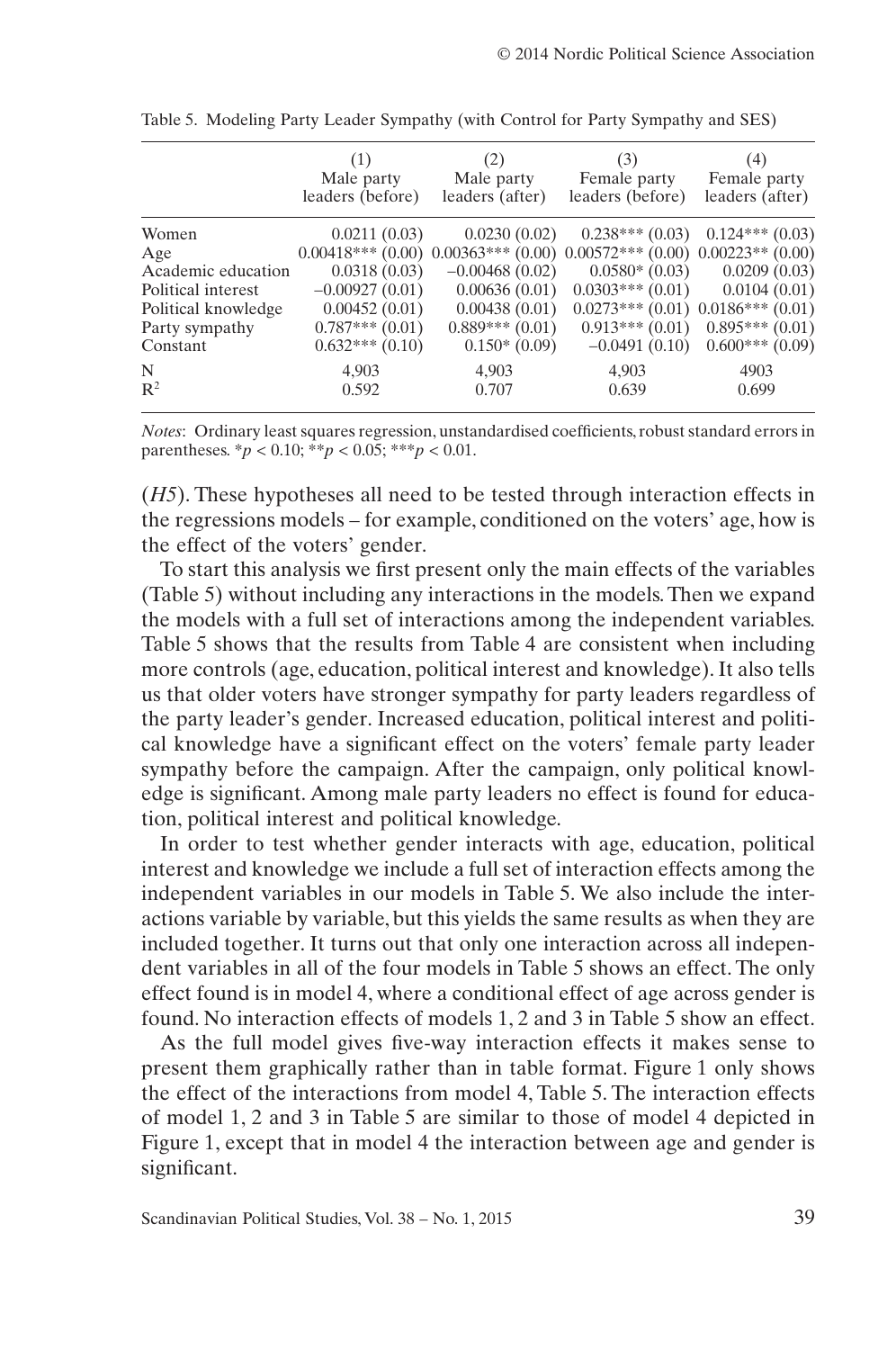Table 5. Modeling Party Leader Sympathy (with Control for Party Sympathy and SES)

| | (1) Male party leaders (before) | (2) Male party leaders (after) | (3) Female party leaders (before) | (4) Female party leaders (after) |
|---|---|---|---|---|
| Women | 0.0211 (0.03) | 0.0230 (0.02) | 0.238*** (0.03) | 0.124*** (0.03) |
| Age | 0.00418*** (0.00) | 0.00363*** (0.00) | 0.00572*** (0.00) | 0.00223** (0.00) |
| Academic education | 0.0318 (0.03) | −0.00468 (0.02) | 0.0580* (0.03) | 0.0209 (0.03) |
| Political interest | −0.00927 (0.01) | 0.00636 (0.01) | 0.0303*** (0.01) | 0.0104 (0.01) |
| Political knowledge | 0.00452 (0.01) | 0.00438 (0.01) | 0.0273*** (0.01) | 0.0186*** (0.01) |
| Party sympathy | 0.787*** (0.01) | 0.889*** (0.01) | 0.913*** (0.01) | 0.895*** (0.01) |
| Constant | 0.632*** (0.10) | 0.150* (0.09) | −0.0491 (0.10) | 0.600*** (0.09) |
| N | 4,903 | 4,903 | 4,903 | 4903 |
| $R^2$ | 0.592 | 0.707 | 0.639 | 0.699 |

*Notes*: Ordinary least squares regression, unstandardised coefficients, robust standard errors in parentheses. \*$p < 0.10$; \*\*$p < 0.05$; \*\*\*$p < 0.01$.

(*H5*). These hypotheses all need to be tested through interaction effects in the regressions models – for example, conditioned on the voters' age, how is the effect of the voters' gender.

To start this analysis we first present only the main effects of the variables (Table 5) without including any interactions in the models. Then we expand the models with a full set of interactions among the independent variables. Table 5 shows that the results from Table 4 are consistent when including more controls (age, education, political interest and knowledge). It also tells us that older voters have stronger sympathy for party leaders regardless of the party leader's gender. Increased education, political interest and political knowledge have a significant effect on the voters' female party leader sympathy before the campaign. After the campaign, only political knowledge is significant. Among male party leaders no effect is found for education, political interest and political knowledge.

In order to test whether gender interacts with age, education, political interest and knowledge we include a full set of interaction effects among the independent variables in our models in Table 5. We also include the interactions variable by variable, but this yields the same results as when they are included together. It turns out that only one interaction across all independent variables in all of the four models in Table 5 shows an effect. The only effect found is in model 4, where a conditional effect of age across gender is found. No interaction effects of models 1, 2 and 3 in Table 5 show an effect.

As the full model gives five-way interaction effects it makes sense to present them graphically rather than in table format. Figure 1 only shows the effect of the interactions from model 4, Table 5. The interaction effects of model 1, 2 and 3 in Table 5 are similar to those of model 4 depicted in Figure 1, except that in model 4 the interaction between age and gender is significant.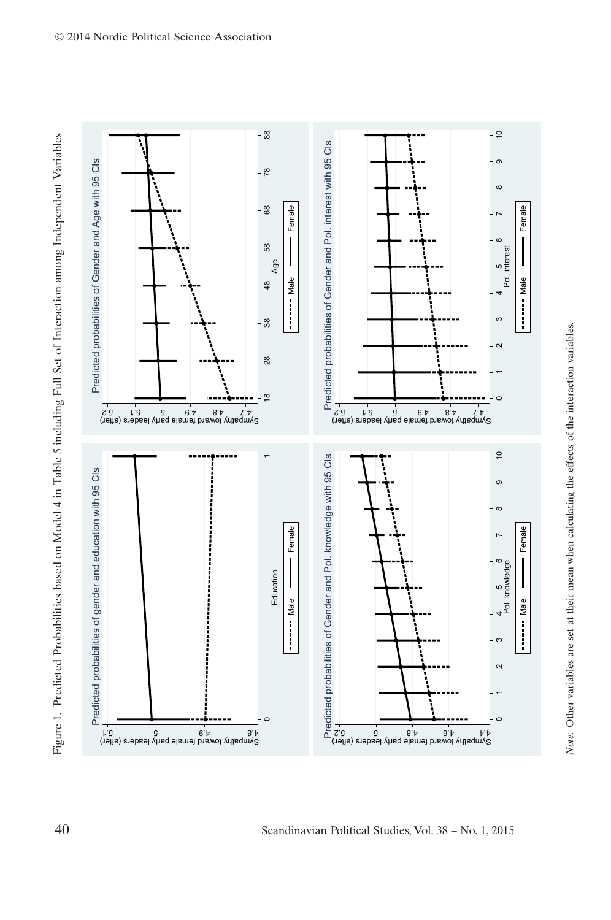Figure 1. Predicted Probabilities based on Model 4 in Table 5 including Full Set of Interaction among Independent Variables

*Note*: Other variables are set at their mean when calculating the effects of the interaction variables.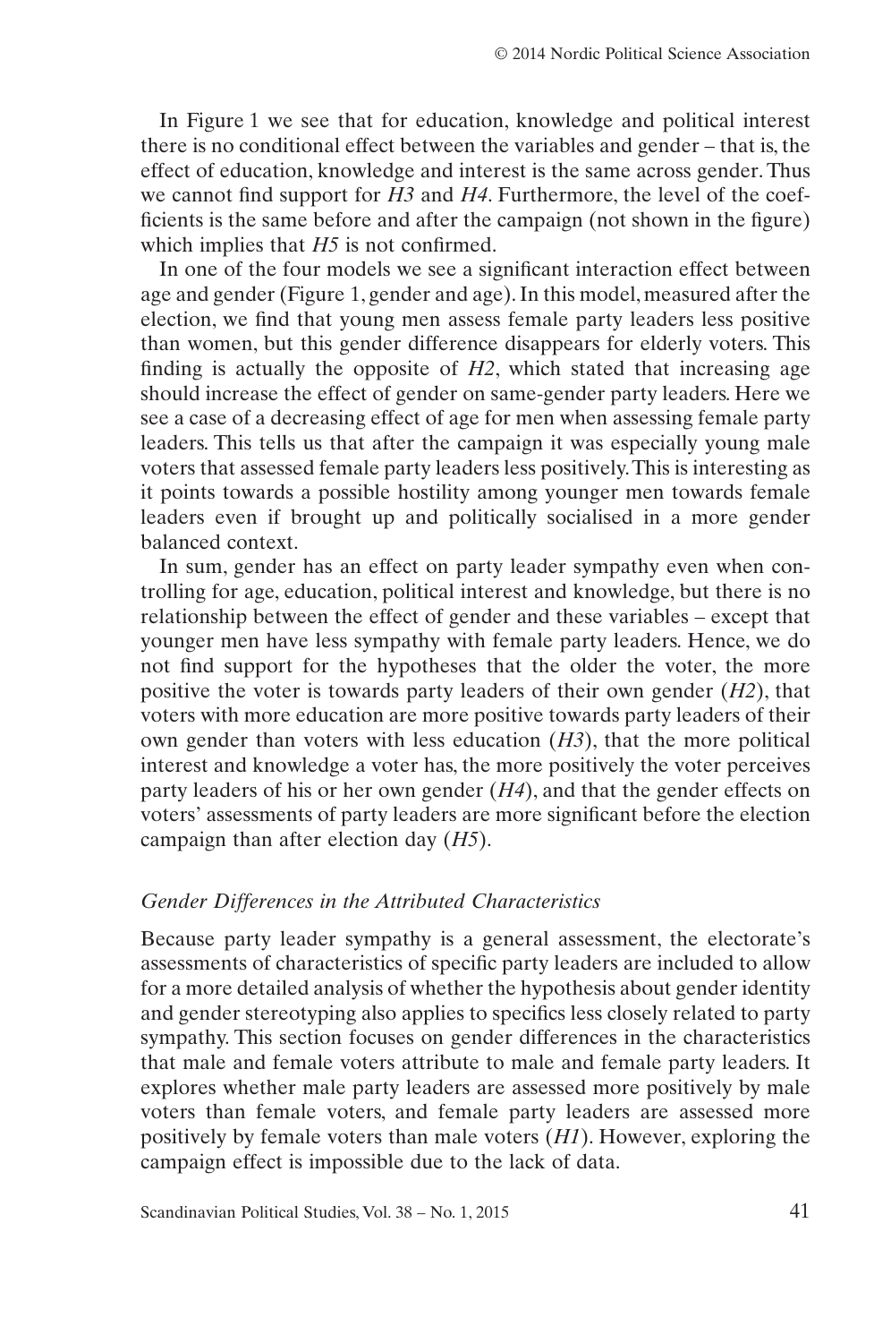In Figure 1 we see that for education, knowledge and political interest there is no conditional effect between the variables and gender – that is, the effect of education, knowledge and interest is the same across gender. Thus we cannot find support for *H3* and *H4*. Furthermore, the level of the coefficients is the same before and after the campaign (not shown in the figure) which implies that *H5* is not confirmed.

In one of the four models we see a significant interaction effect between age and gender (Figure 1, gender and age). In this model, measured after the election, we find that young men assess female party leaders less positive than women, but this gender difference disappears for elderly voters. This finding is actually the opposite of *H2*, which stated that increasing age should increase the effect of gender on same-gender party leaders. Here we see a case of a decreasing effect of age for men when assessing female party leaders. This tells us that after the campaign it was especially young male voters that assessed female party leaders less positively. This is interesting as it points towards a possible hostility among younger men towards female leaders even if brought up and politically socialised in a more gender balanced context.

In sum, gender has an effect on party leader sympathy even when controlling for age, education, political interest and knowledge, but there is no relationship between the effect of gender and these variables – except that younger men have less sympathy with female party leaders. Hence, we do not find support for the hypotheses that the older the voter, the more positive the voter is towards party leaders of their own gender (*H2*), that voters with more education are more positive towards party leaders of their own gender than voters with less education (*H3*), that the more political interest and knowledge a voter has, the more positively the voter perceives party leaders of his or her own gender (*H4*), and that the gender effects on voters' assessments of party leaders are more significant before the election campaign than after election day (*H5*).

### *Gender Differences in the Attributed Characteristics*

Because party leader sympathy is a general assessment, the electorate's assessments of characteristics of specific party leaders are included to allow for a more detailed analysis of whether the hypothesis about gender identity and gender stereotyping also applies to specifics less closely related to party sympathy. This section focuses on gender differences in the characteristics that male and female voters attribute to male and female party leaders. It explores whether male party leaders are assessed more positively by male voters than female voters, and female party leaders are assessed more positively by female voters than male voters (*H1*). However, exploring the campaign effect is impossible due to the lack of data.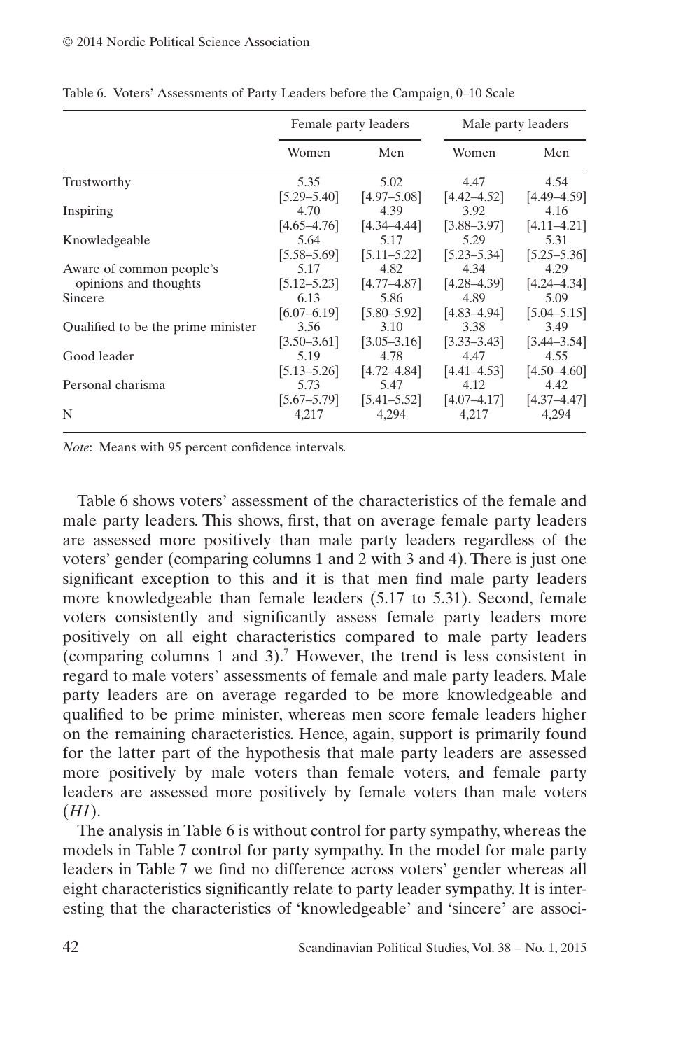Table 6. Voters' Assessments of Party Leaders before the Campaign, 0–10 Scale

| | Female party leaders | | Male party leaders | |
|---|---|---|---|---|
| | Women | Men | Women | Men |
| Trustworthy | 5.35 [5.29–5.40] | 5.02 [4.97–5.08] | 4.47 [4.42–4.52] | 4.54 [4.49–4.59] |
| Inspiring | 4.70 [4.65–4.76] | 4.39 [4.34–4.44] | 3.92 [3.88–3.97] | 4.16 [4.11–4.21] |
| Knowledgeable | 5.64 [5.58–5.69] | 5.17 [5.11–5.22] | 5.29 [5.23–5.34] | 5.31 [5.25–5.36] |
| Aware of common people's opinions and thoughts | 5.17 [5.12–5.23] | 4.82 [4.77–4.87] | 4.34 [4.28–4.39] | 4.29 [4.24–4.34] |
| Sincere | 6.13 [6.07–6.19] | 5.86 [5.80–5.92] | 4.89 [4.83–4.94] | 5.09 [5.04–5.15] |
| Qualified to be the prime minister | 3.56 [3.50–3.61] | 3.10 [3.05–3.16] | 3.38 [3.33–3.43] | 3.49 [3.44–3.54] |
| Good leader | 5.19 [5.13–5.26] | 4.78 [4.72–4.84] | 4.47 [4.41–4.53] | 4.55 [4.50–4.60] |
| Personal charisma | 5.73 [5.67–5.79] | 5.47 [5.41–5.52] | 4.12 [4.07–4.17] | 4.42 [4.37–4.47] |
| N | 4,217 | 4,294 | 4,217 | 4,294 |

*Note*: Means with 95 percent confidence intervals.

Table 6 shows voters' assessment of the characteristics of the female and male party leaders. This shows, first, that on average female party leaders are assessed more positively than male party leaders regardless of the voters' gender (comparing columns 1 and 2 with 3 and 4). There is just one significant exception to this and it is that men find male party leaders more knowledgeable than female leaders (5.17 to 5.31). Second, female voters consistently and significantly assess female party leaders more positively on all eight characteristics compared to male party leaders (comparing columns 1 and 3).[7] However, the trend is less consistent in regard to male voters' assessments of female and male party leaders. Male party leaders are on average regarded to be more knowledgeable and qualified to be prime minister, whereas men score female leaders higher on the remaining characteristics. Hence, again, support is primarily found for the latter part of the hypothesis that male party leaders are assessed more positively by male voters than female voters, and female party leaders are assessed more positively by female voters than male voters (*H1*).

The analysis in Table 6 is without control for party sympathy, whereas the models in Table 7 control for party sympathy. In the model for male party leaders in Table 7 we find no difference across voters' gender whereas all eight characteristics significantly relate to party leader sympathy. It is interesting that the characteristics of 'knowledgeable' and 'sincere' are associ-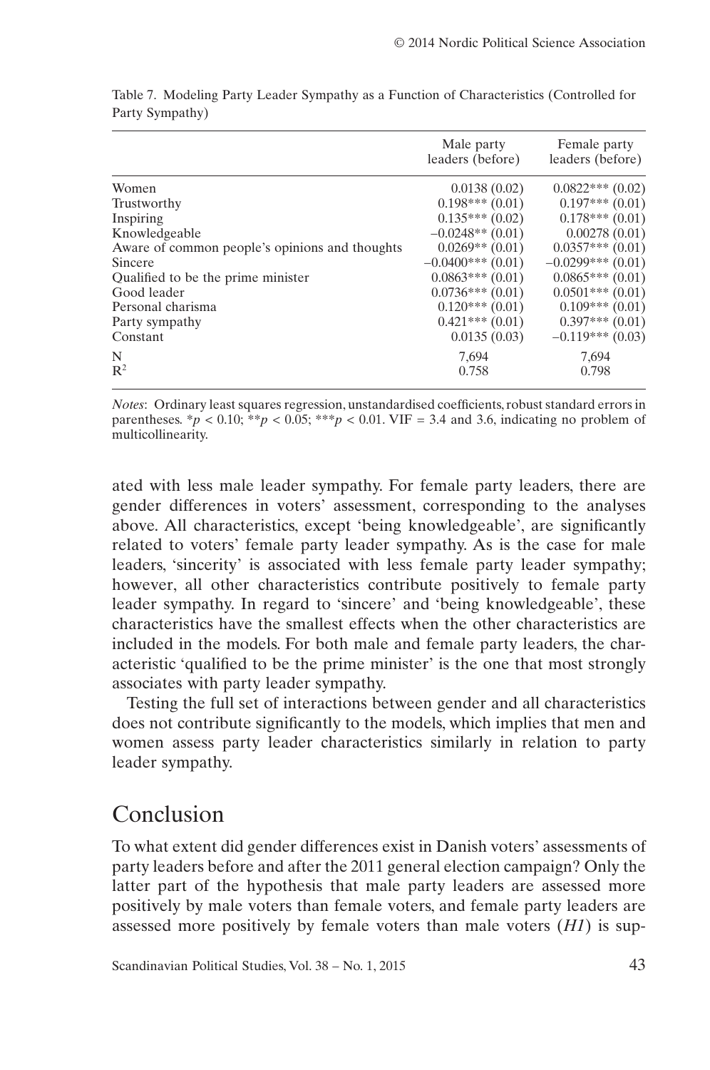Table 7. Modeling Party Leader Sympathy as a Function of Characteristics (Controlled for Party Sympathy)

| | Male party leaders (before) | Female party leaders (before) |
|---|---|---|
| Women | 0.0138 (0.02) | 0.0822*** (0.02) |
| Trustworthy | 0.198*** (0.01) | 0.197*** (0.01) |
| Inspiring | 0.135*** (0.02) | 0.178*** (0.01) |
| Knowledgeable | −0.0248** (0.01) | 0.00278 (0.01) |
| Aware of common people's opinions and thoughts | 0.0269** (0.01) | 0.0357*** (0.01) |
| Sincere | −0.0400*** (0.01) | −0.0299*** (0.01) |
| Qualified to be the prime minister | 0.0863*** (0.01) | 0.0865*** (0.01) |
| Good leader | 0.0736*** (0.01) | 0.0501*** (0.01) |
| Personal charisma | 0.120*** (0.01) | 0.109*** (0.01) |
| Party sympathy | 0.421*** (0.01) | 0.397*** (0.01) |
| Constant | 0.0135 (0.03) | −0.119*** (0.03) |
| N | 7,694 | 7,694 |
| $R^2$ | 0.758 | 0.798 |

*Notes*: Ordinary least squares regression, unstandardised coefficients, robust standard errors in parentheses. $*p < 0.10$; $**p < 0.05$; $***p < 0.01$. VIF = 3.4 and 3.6, indicating no problem of multicollinearity.

ated with less male leader sympathy. For female party leaders, there are gender differences in voters' assessment, corresponding to the analyses above. All characteristics, except 'being knowledgeable', are significantly related to voters' female party leader sympathy. As is the case for male leaders, 'sincerity' is associated with less female party leader sympathy; however, all other characteristics contribute positively to female party leader sympathy. In regard to 'sincere' and 'being knowledgeable', these characteristics have the smallest effects when the other characteristics are included in the models. For both male and female party leaders, the characteristic 'qualified to be the prime minister' is the one that most strongly associates with party leader sympathy.

Testing the full set of interactions between gender and all characteristics does not contribute significantly to the models, which implies that men and women assess party leader characteristics similarly in relation to party leader sympathy.

## Conclusion

To what extent did gender differences exist in Danish voters' assessments of party leaders before and after the 2011 general election campaign? Only the latter part of the hypothesis that male party leaders are assessed more positively by male voters than female voters, and female party leaders are assessed more positively by female voters than male voters (*H1*) is sup-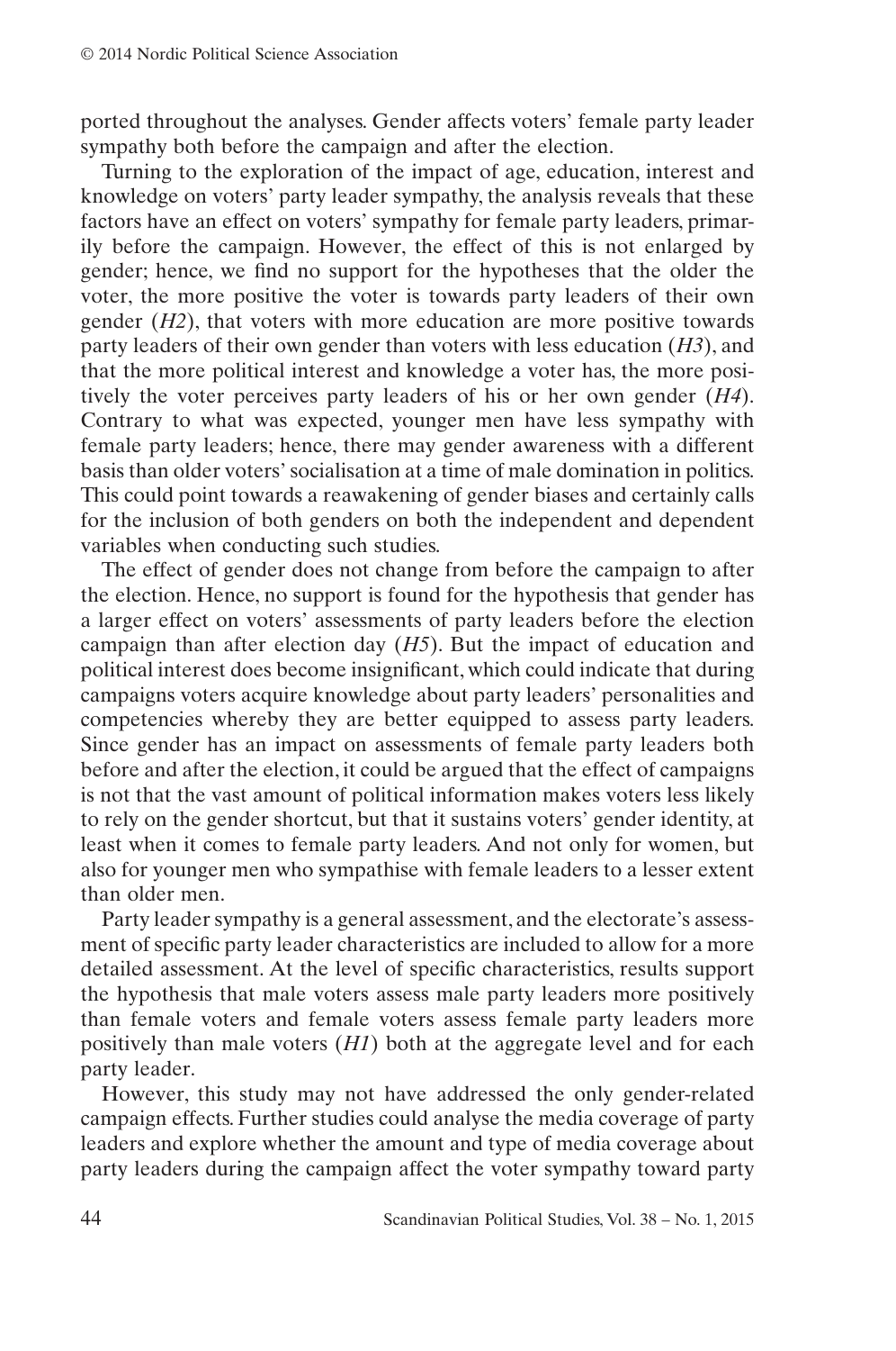ported throughout the analyses. Gender affects voters' female party leader sympathy both before the campaign and after the election.

Turning to the exploration of the impact of age, education, interest and knowledge on voters' party leader sympathy, the analysis reveals that these factors have an effect on voters' sympathy for female party leaders, primarily before the campaign. However, the effect of this is not enlarged by gender; hence, we find no support for the hypotheses that the older the voter, the more positive the voter is towards party leaders of their own gender (*H2*), that voters with more education are more positive towards party leaders of their own gender than voters with less education (*H3*), and that the more political interest and knowledge a voter has, the more positively the voter perceives party leaders of his or her own gender (*H4*). Contrary to what was expected, younger men have less sympathy with female party leaders; hence, there may gender awareness with a different basis than older voters' socialisation at a time of male domination in politics. This could point towards a reawakening of gender biases and certainly calls for the inclusion of both genders on both the independent and dependent variables when conducting such studies.

The effect of gender does not change from before the campaign to after the election. Hence, no support is found for the hypothesis that gender has a larger effect on voters' assessments of party leaders before the election campaign than after election day (*H5*). But the impact of education and political interest does become insignificant, which could indicate that during campaigns voters acquire knowledge about party leaders' personalities and competencies whereby they are better equipped to assess party leaders. Since gender has an impact on assessments of female party leaders both before and after the election, it could be argued that the effect of campaigns is not that the vast amount of political information makes voters less likely to rely on the gender shortcut, but that it sustains voters' gender identity, at least when it comes to female party leaders. And not only for women, but also for younger men who sympathise with female leaders to a lesser extent than older men.

Party leader sympathy is a general assessment, and the electorate's assessment of specific party leader characteristics are included to allow for a more detailed assessment. At the level of specific characteristics, results support the hypothesis that male voters assess male party leaders more positively than female voters and female voters assess female party leaders more positively than male voters (*H1*) both at the aggregate level and for each party leader.

However, this study may not have addressed the only gender-related campaign effects. Further studies could analyse the media coverage of party leaders and explore whether the amount and type of media coverage about party leaders during the campaign affect the voter sympathy toward party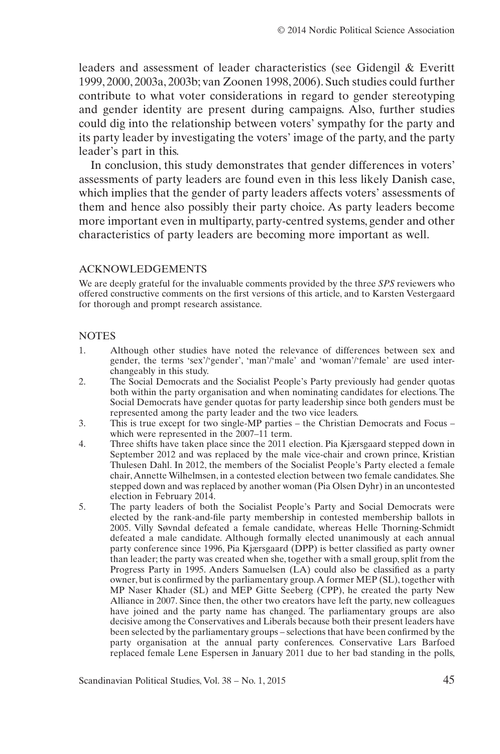leaders and assessment of leader characteristics (see Gidengil & Everitt 1999, 2000, 2003a, 2003b; van Zoonen 1998, 2006). Such studies could further contribute to what voter considerations in regard to gender stereotyping and gender identity are present during campaigns. Also, further studies could dig into the relationship between voters' sympathy for the party and its party leader by investigating the voters' image of the party, and the party leader's part in this.

In conclusion, this study demonstrates that gender differences in voters' assessments of party leaders are found even in this less likely Danish case, which implies that the gender of party leaders affects voters' assessments of them and hence also possibly their party choice. As party leaders become more important even in multiparty, party-centred systems, gender and other characteristics of party leaders are becoming more important as well.

## ACKNOWLEDGEMENTS

We are deeply grateful for the invaluable comments provided by the three *SPS* reviewers who offered constructive comments on the first versions of this article, and to Karsten Vestergaard for thorough and prompt research assistance.

## NOTES

1. Although other studies have noted the relevance of differences between sex and gender, the terms 'sex'/'gender', 'man'/'male' and 'woman'/'female' are used interchangeably in this study.
2. The Social Democrats and the Socialist People's Party previously had gender quotas both within the party organisation and when nominating candidates for elections. The Social Democrats have gender quotas for party leadership since both genders must be represented among the party leader and the two vice leaders.
3. This is true except for two single-MP parties – the Christian Democrats and Focus – which were represented in the 2007–11 term.
4. Three shifts have taken place since the 2011 election. Pia Kjærsgaard stepped down in September 2012 and was replaced by the male vice-chair and crown prince, Kristian Thulesen Dahl. In 2012, the members of the Socialist People's Party elected a female chair, Annette Wilhelmsen, in a contested election between two female candidates. She stepped down and was replaced by another woman (Pia Olsen Dyhr) in an uncontested election in February 2014.
5. The party leaders of both the Socialist People's Party and Social Democrats were elected by the rank-and-file party membership in contested membership ballots in 2005. Villy Søvndal defeated a female candidate, whereas Helle Thorning-Schmidt defeated a male candidate. Although formally elected unanimously at each annual party conference since 1996, Pia Kjærsgaard (DPP) is better classified as party owner than leader; the party was created when she, together with a small group, split from the Progress Party in 1995. Anders Samuelsen (LA) could also be classified as a party owner, but is confirmed by the parliamentary group. A former MEP (SL), together with MP Naser Khader (SL) and MEP Gitte Seeberg (CPP), he created the party New Alliance in 2007. Since then, the other two creators have left the party, new colleagues have joined and the party name has changed. The parliamentary groups are also decisive among the Conservatives and Liberals because both their present leaders have been selected by the parliamentary groups – selections that have been confirmed by the party organisation at the annual party conferences. Conservative Lars Barfoed replaced female Lene Espersen in January 2011 due to her bad standing in the polls,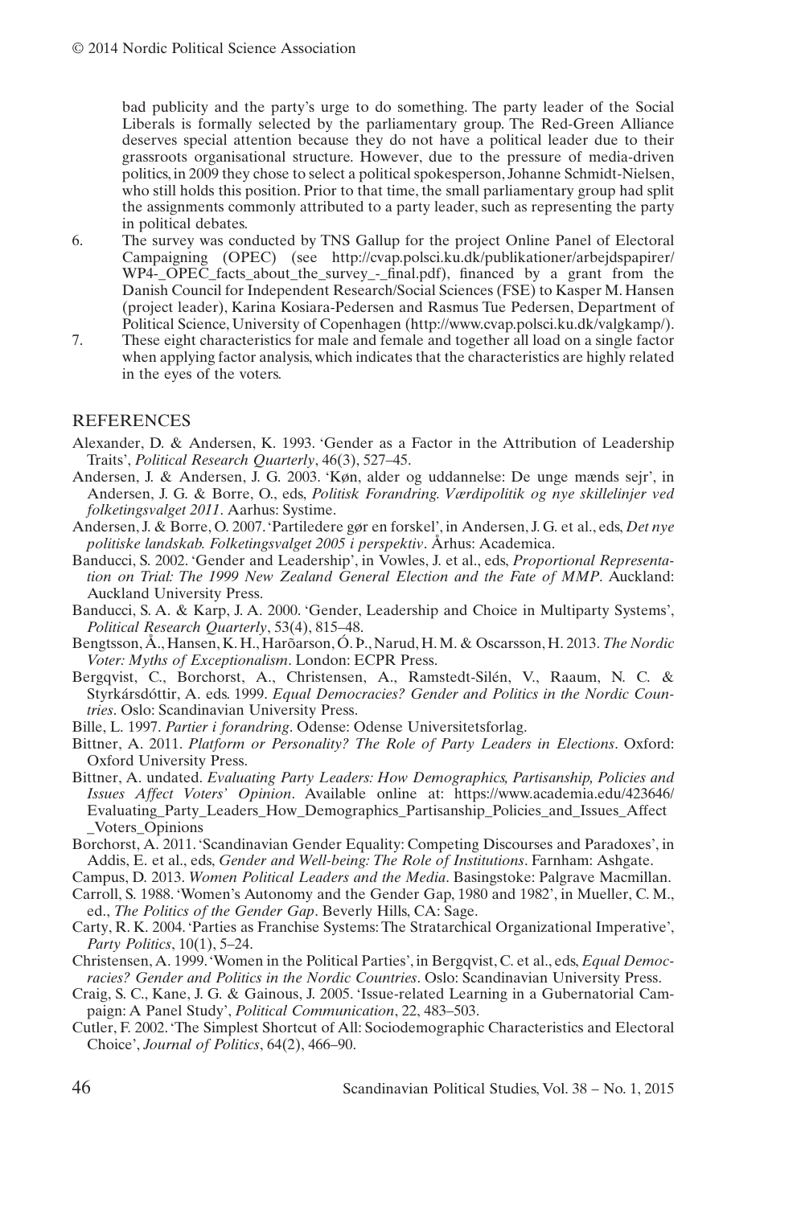bad publicity and the party's urge to do something. The party leader of the Social Liberals is formally selected by the parliamentary group. The Red-Green Alliance deserves special attention because they do not have a political leader due to their grassroots organisational structure. However, due to the pressure of media-driven politics, in 2009 they chose to select a political spokesperson, Johanne Schmidt-Nielsen, who still holds this position. Prior to that time, the small parliamentary group had split the assignments commonly attributed to a party leader, such as representing the party in political debates.

6. The survey was conducted by TNS Gallup for the project Online Panel of Electoral Campaigning (OPEC) (see http://cvap.polsci.ku.dk/publikationer/arbejdspapirer/WP4-_OPEC_facts_about_the_survey_-_final.pdf), financed by a grant from the Danish Council for Independent Research/Social Sciences (FSE) to Kasper M. Hansen (project leader), Karina Kosiara-Pedersen and Rasmus Tue Pedersen, Department of Political Science, University of Copenhagen (http://www.cvap.polsci.ku.dk/valgkamp/).
7. These eight characteristics for male and female and together all load on a single factor when applying factor analysis, which indicates that the characteristics are highly related in the eyes of the voters.

## REFERENCES

Alexander, D. & Andersen, K. 1993. 'Gender as a Factor in the Attribution of Leadership Traits', *Political Research Quarterly*, 46(3), 527–45.

Andersen, J. & Andersen, J. G. 2003. 'Køn, alder og uddannelse: De unge mænds sejr', in Andersen, J. G. & Borre, O., eds, *Politisk Forandring. Værdipolitik og nye skillelinjer ved folketingsvalget 2011*. Aarhus: Systime.

Andersen, J. & Borre, O. 2007. 'Partiledere gør en forskel', in Andersen, J. G. et al., eds, *Det nye politiske landskab. Folketingsvalget 2005 i perspektiv*. Århus: Academica.

Banducci, S. 2002. 'Gender and Leadership', in Vowles, J. et al., eds, *Proportional Representation on Trial: The 1999 New Zealand General Election and the Fate of MMP*. Auckland: Auckland University Press.

Banducci, S. A. & Karp, J. A. 2000. 'Gender, Leadership and Choice in Multiparty Systems', *Political Research Quarterly*, 53(4), 815–48.

Bengtsson, Å., Hansen, K. H., Harðarson, Ó. Þ., Narud, H. M. & Oscarsson, H. 2013. *The Nordic Voter: Myths of Exceptionalism*. London: ECPR Press.

Bergqvist, C., Borchorst, A., Christensen, A., Ramstedt-Silén, V., Raaum, N. C. & Styrkársdóttir, A. eds. 1999. *Equal Democracies? Gender and Politics in the Nordic Countries*. Oslo: Scandinavian University Press.

Bille, L. 1997. *Partier i forandring*. Odense: Odense Universitetsforlag.

Bittner, A. 2011. *Platform or Personality? The Role of Party Leaders in Elections*. Oxford: Oxford University Press.

Bittner, A. undated. *Evaluating Party Leaders: How Demographics, Partisanship, Policies and Issues Affect Voters' Opinion*. Available online at: https://www.academia.edu/423646/Evaluating_Party_Leaders_How_Demographics_Partisanship_Policies_and_Issues_Affect_Voters_Opinions

Borchorst, A. 2011. 'Scandinavian Gender Equality: Competing Discourses and Paradoxes', in Addis, E. et al., eds, *Gender and Well-being: The Role of Institutions*. Farnham: Ashgate.

Campus, D. 2013. *Women Political Leaders and the Media*. Basingstoke: Palgrave Macmillan.

Carroll, S. 1988. 'Women's Autonomy and the Gender Gap, 1980 and 1982', in Mueller, C. M., ed., *The Politics of the Gender Gap*. Beverly Hills, CA: Sage.

Carty, R. K. 2004. 'Parties as Franchise Systems: The Stratarchical Organizational Imperative', *Party Politics*, 10(1), 5–24.

Christensen, A. 1999. 'Women in the Political Parties', in Bergqvist, C. et al., eds, *Equal Democracies? Gender and Politics in the Nordic Countries*. Oslo: Scandinavian University Press.

Craig, S. C., Kane, J. G. & Gainous, J. 2005. 'Issue-related Learning in a Gubernatorial Campaign: A Panel Study', *Political Communication*, 22, 483–503.

Cutler, F. 2002. 'The Simplest Shortcut of All: Sociodemographic Characteristics and Electoral Choice', *Journal of Politics*, 64(2), 466–90.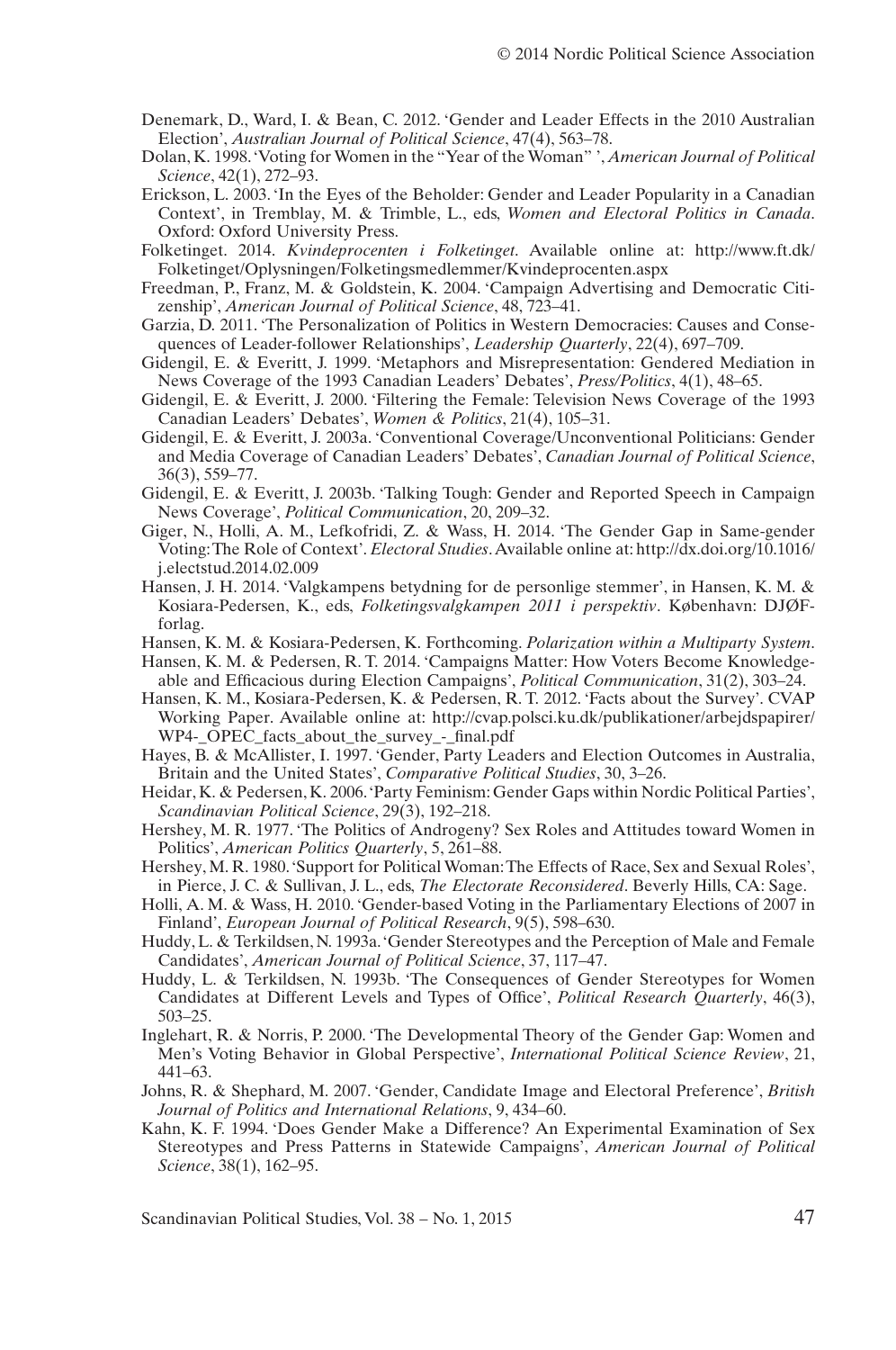Denemark, D., Ward, I. & Bean, C. 2012. 'Gender and Leader Effects in the 2010 Australian Election', *Australian Journal of Political Science*, 47(4), 563–78.

Dolan, K. 1998. 'Voting for Women in the "Year of the Woman" ', *American Journal of Political Science*, 42(1), 272–93.

Erickson, L. 2003. 'In the Eyes of the Beholder: Gender and Leader Popularity in a Canadian Context', in Tremblay, M. & Trimble, L., eds, *Women and Electoral Politics in Canada*. Oxford: Oxford University Press.

Folketinget. 2014. *Kvindeprocenten i Folketinget*. Available online at: http://www.ft.dk/Folketinget/Oplysningen/Folketingsmedlemmer/Kvindeprocenten.aspx

Freedman, P., Franz, M. & Goldstein, K. 2004. 'Campaign Advertising and Democratic Citizenship', *American Journal of Political Science*, 48, 723–41.

Garzia, D. 2011. 'The Personalization of Politics in Western Democracies: Causes and Consequences of Leader-follower Relationships', *Leadership Quarterly*, 22(4), 697–709.

Gidengil, E. & Everitt, J. 1999. 'Metaphors and Misrepresentation: Gendered Mediation in News Coverage of the 1993 Canadian Leaders' Debates', *Press/Politics*, 4(1), 48–65.

Gidengil, E. & Everitt, J. 2000. 'Filtering the Female: Television News Coverage of the 1993 Canadian Leaders' Debates', *Women & Politics*, 21(4), 105–31.

Gidengil, E. & Everitt, J. 2003a. 'Conventional Coverage/Unconventional Politicians: Gender and Media Coverage of Canadian Leaders' Debates', *Canadian Journal of Political Science*, 36(3), 559–77.

Gidengil, E. & Everitt, J. 2003b. 'Talking Tough: Gender and Reported Speech in Campaign News Coverage', *Political Communication*, 20, 209–32.

Giger, N., Holli, A. M., Lefkofridi, Z. & Wass, H. 2014. 'The Gender Gap in Same-gender Voting: The Role of Context'. *Electoral Studies*. Available online at: http://dx.doi.org/10.1016/j.electstud.2014.02.009

Hansen, J. H. 2014. 'Valgkampens betydning for de personlige stemmer', in Hansen, K. M. & Kosiara-Pedersen, K., eds, *Folketingsvalgkampen 2011 i perspektiv*. København: DJØF-forlag.

Hansen, K. M. & Kosiara-Pedersen, K. Forthcoming. *Polarization within a Multiparty System*.

Hansen, K. M. & Pedersen, R. T. 2014. 'Campaigns Matter: How Voters Become Knowledgeable and Efficacious during Election Campaigns', *Political Communication*, 31(2), 303–24.

Hansen, K. M., Kosiara-Pedersen, K. & Pedersen, R. T. 2012. 'Facts about the Survey'. CVAP Working Paper. Available online at: http://cvap.polsci.ku.dk/publikationer/arbejdspapirer/WP4-_OPEC_facts_about_the_survey_-_final.pdf

Hayes, B. & McAllister, I. 1997. 'Gender, Party Leaders and Election Outcomes in Australia, Britain and the United States', *Comparative Political Studies*, 30, 3–26.

Heidar, K. & Pedersen, K. 2006. 'Party Feminism: Gender Gaps within Nordic Political Parties', *Scandinavian Political Science*, 29(3), 192–218.

Hershey, M. R. 1977. 'The Politics of Androgeny? Sex Roles and Attitudes toward Women in Politics', *American Politics Quarterly*, 5, 261–88.

Hershey, M. R. 1980. 'Support for Political Woman: The Effects of Race, Sex and Sexual Roles', in Pierce, J. C. & Sullivan, J. L., eds, *The Electorate Reconsidered*. Beverly Hills, CA: Sage.

Holli, A. M. & Wass, H. 2010. 'Gender-based Voting in the Parliamentary Elections of 2007 in Finland', *European Journal of Political Research*, 9(5), 598–630.

Huddy, L. & Terkildsen, N. 1993a. 'Gender Stereotypes and the Perception of Male and Female Candidates', *American Journal of Political Science*, 37, 117–47.

Huddy, L. & Terkildsen, N. 1993b. 'The Consequences of Gender Stereotypes for Women Candidates at Different Levels and Types of Office', *Political Research Quarterly*, 46(3), 503–25.

Inglehart, R. & Norris, P. 2000. 'The Developmental Theory of the Gender Gap: Women and Men's Voting Behavior in Global Perspective', *International Political Science Review*, 21, 441–63.

Johns, R. & Shephard, M. 2007. 'Gender, Candidate Image and Electoral Preference', *British Journal of Politics and International Relations*, 9, 434–60.

Kahn, K. F. 1994. 'Does Gender Make a Difference? An Experimental Examination of Sex Stereotypes and Press Patterns in Statewide Campaigns', *American Journal of Political Science*, 38(1), 162–95.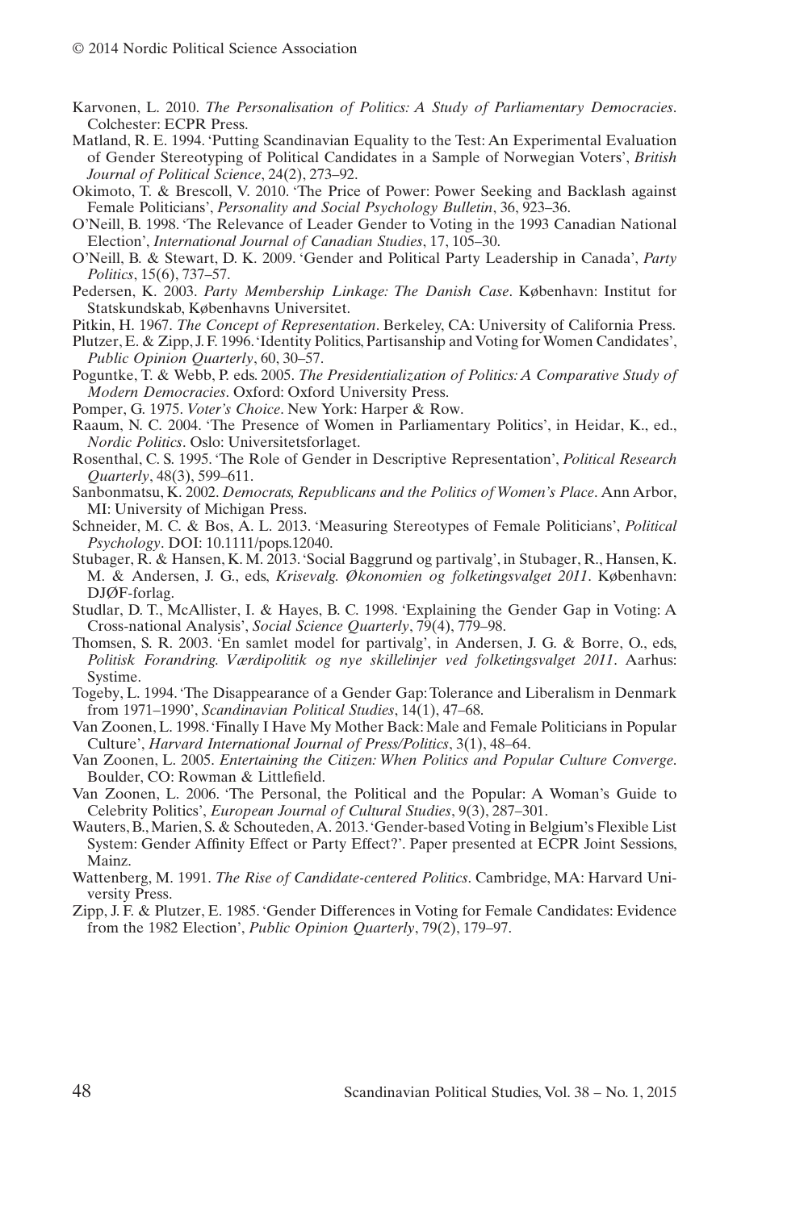Karvonen, L. 2010. *The Personalisation of Politics: A Study of Parliamentary Democracies*. Colchester: ECPR Press.

Matland, R. E. 1994. 'Putting Scandinavian Equality to the Test: An Experimental Evaluation of Gender Stereotyping of Political Candidates in a Sample of Norwegian Voters', *British Journal of Political Science*, 24(2), 273–92.

Okimoto, T. & Brescoll, V. 2010. 'The Price of Power: Power Seeking and Backlash against Female Politicians', *Personality and Social Psychology Bulletin*, 36, 923–36.

O'Neill, B. 1998. 'The Relevance of Leader Gender to Voting in the 1993 Canadian National Election', *International Journal of Canadian Studies*, 17, 105–30.

O'Neill, B. & Stewart, D. K. 2009. 'Gender and Political Party Leadership in Canada', *Party Politics*, 15(6), 737–57.

Pedersen, K. 2003. *Party Membership Linkage: The Danish Case*. København: Institut for Statskundskab, Københavns Universitet.

Pitkin, H. 1967. *The Concept of Representation*. Berkeley, CA: University of California Press.

Plutzer, E. & Zipp, J. F. 1996. 'Identity Politics, Partisanship and Voting for Women Candidates', *Public Opinion Quarterly*, 60, 30–57.

Poguntke, T. & Webb, P. eds. 2005. *The Presidentialization of Politics: A Comparative Study of Modern Democracies*. Oxford: Oxford University Press.

Pomper, G. 1975. *Voter's Choice*. New York: Harper & Row.

Raaum, N. C. 2004. 'The Presence of Women in Parliamentary Politics', in Heidar, K., ed., *Nordic Politics*. Oslo: Universitetsforlaget.

Rosenthal, C. S. 1995. 'The Role of Gender in Descriptive Representation', *Political Research Quarterly*, 48(3), 599–611.

Sanbonmatsu, K. 2002. *Democrats, Republicans and the Politics of Women's Place*. Ann Arbor, MI: University of Michigan Press.

Schneider, M. C. & Bos, A. L. 2013. 'Measuring Stereotypes of Female Politicians', *Political Psychology*. DOI: 10.1111/pops.12040.

Stubager, R. & Hansen, K. M. 2013. 'Social Baggrund og partivalg', in Stubager, R., Hansen, K. M. & Andersen, J. G., eds, *Krisevalg. Økonomien og folketingsvalget 2011*. København: DJØF-forlag.

Studlar, D. T., McAllister, I. & Hayes, B. C. 1998. 'Explaining the Gender Gap in Voting: A Cross-national Analysis', *Social Science Quarterly*, 79(4), 779–98.

Thomsen, S. R. 2003. 'En samlet model for partivalg', in Andersen, J. G. & Borre, O., eds, *Politisk Forandring. Værdipolitik og nye skillelinjer ved folketingsvalget 2011*. Aarhus: Systime.

Togeby, L. 1994. 'The Disappearance of a Gender Gap: Tolerance and Liberalism in Denmark from 1971–1990', *Scandinavian Political Studies*, 14(1), 47–68.

Van Zoonen, L. 1998. 'Finally I Have My Mother Back: Male and Female Politicians in Popular Culture', *Harvard International Journal of Press/Politics*, 3(1), 48–64.

Van Zoonen, L. 2005. *Entertaining the Citizen: When Politics and Popular Culture Converge*. Boulder, CO: Rowman & Littlefield.

Van Zoonen, L. 2006. 'The Personal, the Political and the Popular: A Woman's Guide to Celebrity Politics', *European Journal of Cultural Studies*, 9(3), 287–301.

Wauters, B., Marien, S. & Schouteden, A. 2013. 'Gender-based Voting in Belgium's Flexible List System: Gender Affinity Effect or Party Effect?'. Paper presented at ECPR Joint Sessions, Mainz.

Wattenberg, M. 1991. *The Rise of Candidate-centered Politics*. Cambridge, MA: Harvard University Press.

Zipp, J. F. & Plutzer, E. 1985. 'Gender Differences in Voting for Female Candidates: Evidence from the 1982 Election', *Public Opinion Quarterly*, 79(2), 179–97.